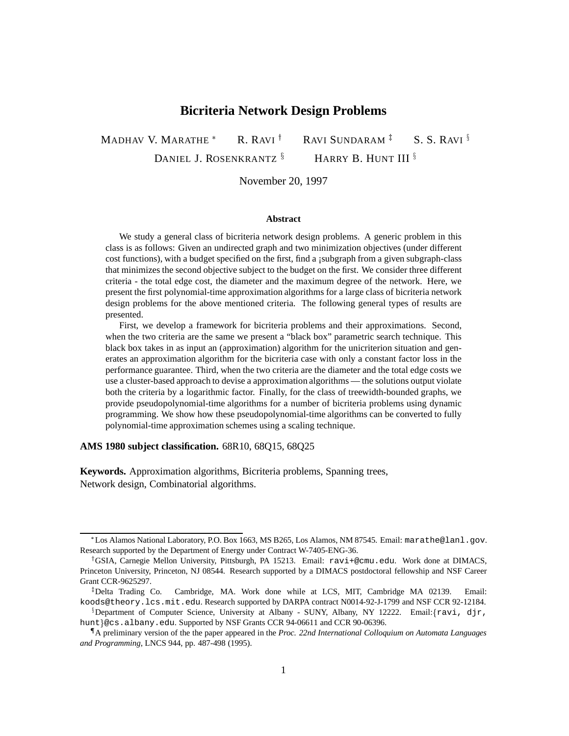# Bicriteria Network Design Problems

MADHAV V. MARATHE [*] R. RAVI [†] RAVI SUNDARAM [‡] S. S. RAVI [§]

DANIEL J. ROSENKRANTZ [§] HARRY B. HUNT III [§]

November 20, 1997

### Abstract

We study a general class of bicriteria network design problems. A generic problem in this class is as follows: Given an undirected graph and two minimization objectives (under different cost functions), with a budget specified on the first, find a ¡subgraph from a given subgraph-class that minimizes the second objective subject to the budget on the first. We consider three different criteria - the total edge cost, the diameter and the maximum degree of the network. Here, we present the first polynomial-time approximation algorithms for a large class of bicriteria network design problems for the above mentioned criteria. The following general types of results are presented.

First, we develop a framework for bicriteria problems and their approximations. Second, when the two criteria are the same we present a "black box" parametric search technique. This black box takes in as input an (approximation) algorithm for the unicriterion situation and generates an approximation algorithm for the bicriteria case with only a constant factor loss in the performance guarantee. Third, when the two criteria are the diameter and the total edge costs we use a cluster-based approach to devise a approximation algorithms — the solutions output violate both the criteria by a logarithmic factor. Finally, for the class of treewidth-bounded graphs, we provide pseudopolynomial-time algorithms for a number of bicriteria problems using dynamic programming. We show how these pseudopolynomial-time algorithms can be converted to fully polynomial-time approximation schemes using a scaling technique.

**AMS 1980 subject classification.** 68R10, 68Q15, 68Q25

**Keywords.** Approximation algorithms, Bicriteria problems, Spanning trees, Network design, Combinatorial algorithms.

---

[*] Los Alamos National Laboratory, P.O. Box 1663, MS B265, Los Alamos, NM 87545. Email: marathe@lanl.gov. Research supported by the Department of Energy under Contract W-7405-ENG-36.

[†] GSIA, Carnegie Mellon University, Pittsburgh, PA 15213. Email: ravi+@cmu.edu. Work done at DIMACS, Princeton University, Princeton, NJ 08544. Research supported by a DIMACS postdoctoral fellowship and NSF Career Grant CCR-9625297.

[‡] Delta Trading Co. Cambridge, MA. Work done while at LCS, MIT, Cambridge MA 02139. Email: koods@theory.lcs.mit.edu. Research supported by DARPA contract N0014-92-J-1799 and NSF CCR 92-12184.

[§] Department of Computer Science, University at Albany - SUNY, Albany, NY 12222. Email:{ravi, djr, hunt}@cs.albany.edu. Supported by NSF Grants CCR 94-06611 and CCR 90-06396.

[¶] A preliminary version of the the paper appeared in the *Proc. 22nd International Colloquium on Automata Languages and Programming*, LNCS 944, pp. 487-498 (1995).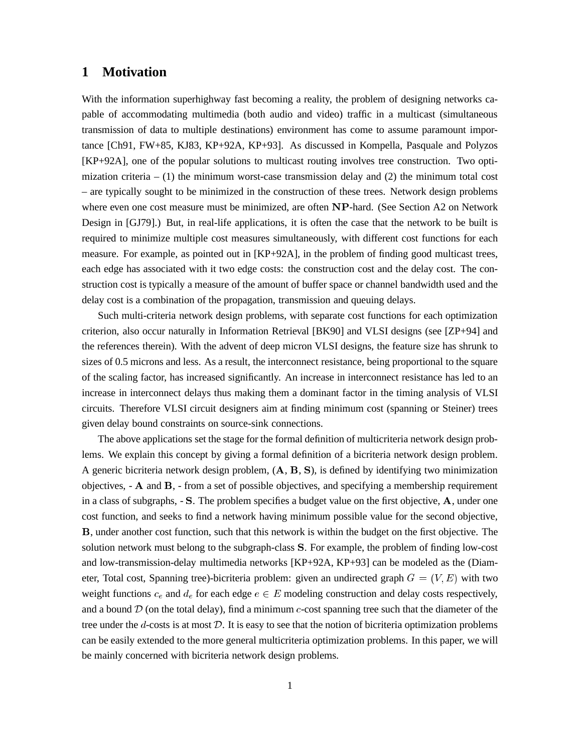# 1 Motivation

With the information superhighway fast becoming a reality, the problem of designing networks capable of accommodating multimedia (both audio and video) traffic in a multicast (simultaneous transmission of data to multiple destinations) environment has come to assume paramount importance [Ch91, FW+85, KJ83, KP+92A, KP+93]. As discussed in Kompella, Pasquale and Polyzos [KP+92A], one of the popular solutions to multicast routing involves tree construction. Two optimization criteria – (1) the minimum worst-case transmission delay and (2) the minimum total cost – are typically sought to be minimized in the construction of these trees. Network design problems where even one cost measure must be minimized, are often $\mathbf{NP}$-hard. (See Section A2 on Network Design in [GJ79].) But, in real-life applications, it is often the case that the network to be built is required to minimize multiple cost measures simultaneously, with different cost functions for each measure. For example, as pointed out in [KP+92A], in the problem of finding good multicast trees, each edge has associated with it two edge costs: the construction cost and the delay cost. The construction cost is typically a measure of the amount of buffer space or channel bandwidth used and the delay cost is a combination of the propagation, transmission and queuing delays.

Such multi-criteria network design problems, with separate cost functions for each optimization criterion, also occur naturally in Information Retrieval [BK90] and VLSI designs (see [ZP+94] and the references therein). With the advent of deep micron VLSI designs, the feature size has shrunk to sizes of 0.5 microns and less. As a result, the interconnect resistance, being proportional to the square of the scaling factor, has increased significantly. An increase in interconnect resistance has led to an increase in interconnect delays thus making them a dominant factor in the timing analysis of VLSI circuits. Therefore VLSI circuit designers aim at finding minimum cost (spanning or Steiner) trees given delay bound constraints on source-sink connections.

The above applications set the stage for the formal definition of multicriteria network design problems. We explain this concept by giving a formal definition of a bicriteria network design problem. A generic bicriteria network design problem, ($\mathbf{A}$, $\mathbf{B}$, $\mathbf{S}$), is defined by identifying two minimization objectives, - $\mathbf{A}$ and $\mathbf{B}$, - from a set of possible objectives, and specifying a membership requirement in a class of subgraphs, - $\mathbf{S}$. The problem specifies a budget value on the first objective, $\mathbf{A}$, under one cost function, and seeks to find a network having minimum possible value for the second objective, $\mathbf{B}$, under another cost function, such that this network is within the budget on the first objective. The solution network must belong to the subgraph-class $\mathbf{S}$. For example, the problem of finding low-cost and low-transmission-delay multimedia networks [KP+92A, KP+93] can be modeled as the (Diameter, Total cost, Spanning tree)-bicriteria problem: given an undirected graph $G = (V, E)$ with two weight functions $c_e$ and $d_e$ for each edge $e \in E$ modeling construction and delay costs respectively, and a bound $\mathcal{D}$ (on the total delay), find a minimum $c$-cost spanning tree such that the diameter of the tree under the $d$-costs is at most $\mathcal{D}$. It is easy to see that the notion of bicriteria optimization problems can be easily extended to the more general multicriteria optimization problems. In this paper, we will be mainly concerned with bicriteria network design problems.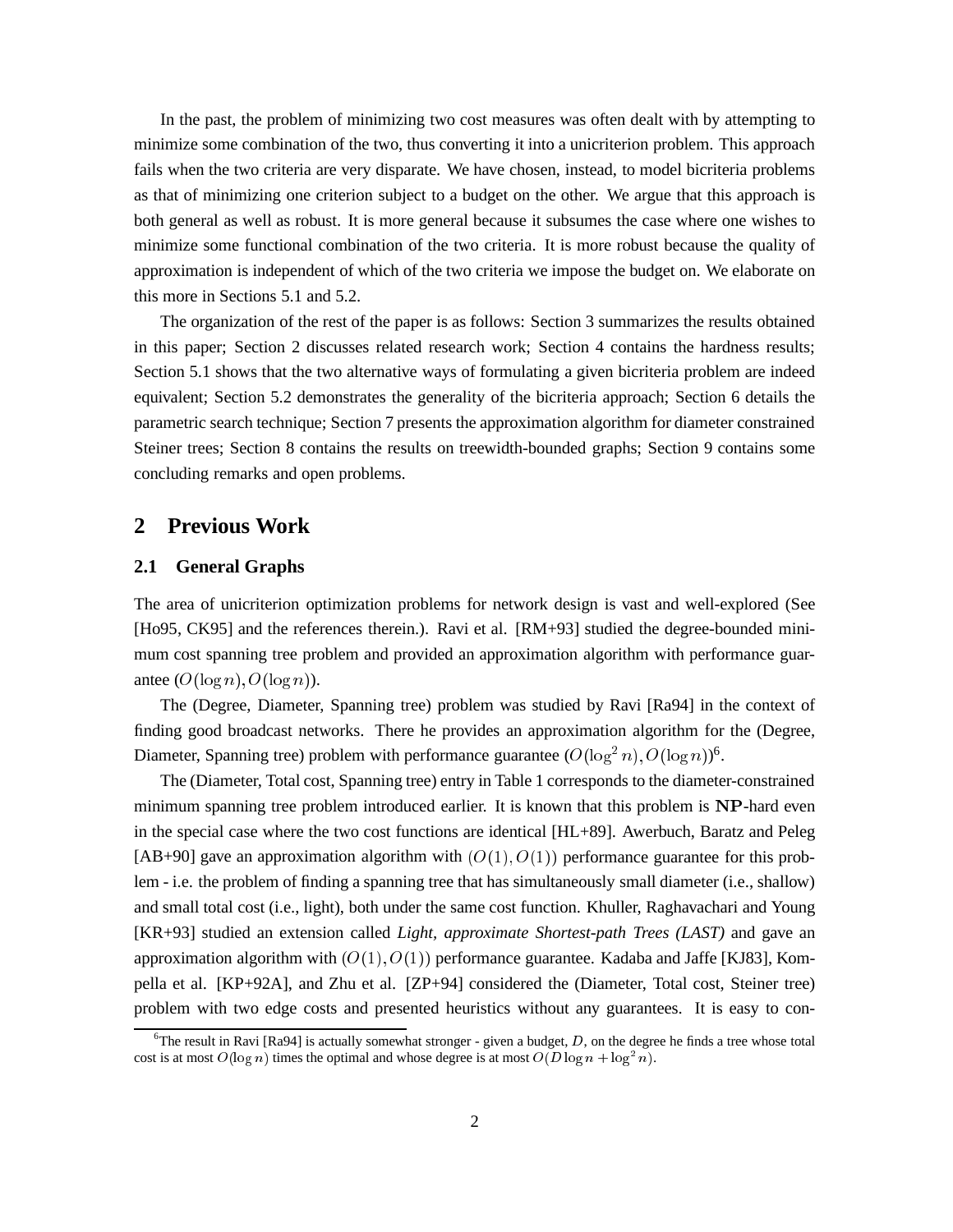In the past, the problem of minimizing two cost measures was often dealt with by attempting to minimize some combination of the two, thus converting it into a unicriterion problem. This approach fails when the two criteria are very disparate. We have chosen, instead, to model bicriteria problems as that of minimizing one criterion subject to a budget on the other. We argue that this approach is both general as well as robust. It is more general because it subsumes the case where one wishes to minimize some functional combination of the two criteria. It is more robust because the quality of approximation is independent of which of the two criteria we impose the budget on. We elaborate on this more in Sections 5.1 and 5.2.

The organization of the rest of the paper is as follows: Section 3 summarizes the results obtained in this paper; Section 2 discusses related research work; Section 4 contains the hardness results; Section 5.1 shows that the two alternative ways of formulating a given bicriteria problem are indeed equivalent; Section 5.2 demonstrates the generality of the bicriteria approach; Section 6 details the parametric search technique; Section 7 presents the approximation algorithm for diameter constrained Steiner trees; Section 8 contains the results on treewidth-bounded graphs; Section 9 contains some concluding remarks and open problems.

## 2 Previous Work

### 2.1 General Graphs

The area of unicriterion optimization problems for network design is vast and well-explored (See [Ho95, CK95] and the references therein.). Ravi et al. [RM+93] studied the degree-bounded minimum cost spanning tree problem and provided an approximation algorithm with performance guarantee $(O(\log n), O(\log n))$.

The (Degree, Diameter, Spanning tree) problem was studied by Ravi [Ra94] in the context of finding good broadcast networks. There he provides an approximation algorithm for the (Degree, Diameter, Spanning tree) problem with performance guarantee $(O(\log^2 n), O(\log n))$[6].

The (Diameter, Total cost, Spanning tree) entry in Table 1 corresponds to the diameter-constrained minimum spanning tree problem introduced earlier. It is known that this problem is **NP**-hard even in the special case where the two cost functions are identical [HL+89]. Awerbuch, Baratz and Peleg [AB+90] gave an approximation algorithm with $(O(1), O(1))$ performance guarantee for this problem - i.e. the problem of finding a spanning tree that has simultaneously small diameter (i.e., shallow) and small total cost (i.e., light), both under the same cost function. Khuller, Raghavachari and Young [KR+93] studied an extension called *Light, approximate Shortest-path Trees (LAST)* and gave an approximation algorithm with $(O(1), O(1))$ performance guarantee. Kadaba and Jaffe [KJ83], Kompella et al. [KP+92A], and Zhu et al. [ZP+94] considered the (Diameter, Total cost, Steiner tree) problem with two edge costs and presented heuristics without any guarantees. It is easy to con-

[6] The result in Ravi [Ra94] is actually somewhat stronger - given a budget, $D$, on the degree he finds a tree whose total cost is at most $O(\log n)$ times the optimal and whose degree is at most $O(D \log n + \log^2 n)$.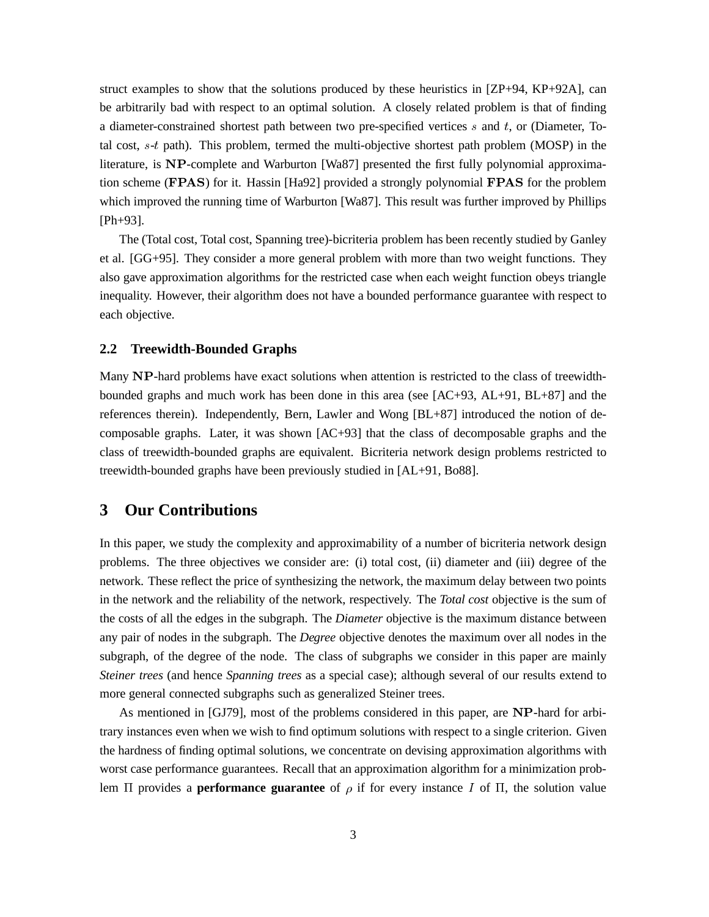struct examples to show that the solutions produced by these heuristics in [ZP+94, KP+92A], can be arbitrarily bad with respect to an optimal solution. A closely related problem is that of finding a diameter-constrained shortest path between two pre-specified vertices $s$ and $t$, or (Diameter, Total cost, $s$-$t$ path). This problem, termed the multi-objective shortest path problem (MOSP) in the literature, is $\mathbf{NP}$-complete and Warburton [Wa87] presented the first fully polynomial approximation scheme ($\mathbf{FPAS}$) for it. Hassin [Ha92] provided a strongly polynomial $\mathbf{FPAS}$ for the problem which improved the running time of Warburton [Wa87]. This result was further improved by Phillips [Ph+93].

The (Total cost, Total cost, Spanning tree)-bicriteria problem has been recently studied by Ganley et al. [GG+95]. They consider a more general problem with more than two weight functions. They also gave approximation algorithms for the restricted case when each weight function obeys triangle inequality. However, their algorithm does not have a bounded performance guarantee with respect to each objective.

### 2.2 Treewidth-Bounded Graphs

Many $\mathbf{NP}$-hard problems have exact solutions when attention is restricted to the class of treewidth-bounded graphs and much work has been done in this area (see [AC+93, AL+91, BL+87] and the references therein). Independently, Bern, Lawler and Wong [BL+87] introduced the notion of decomposable graphs. Later, it was shown [AC+93] that the class of decomposable graphs and the class of treewidth-bounded graphs are equivalent. Bicriteria network design problems restricted to treewidth-bounded graphs have been previously studied in [AL+91, Bo88].

## 3 Our Contributions

In this paper, we study the complexity and approximability of a number of bicriteria network design problems. The three objectives we consider are: (i) total cost, (ii) diameter and (iii) degree of the network. These reflect the price of synthesizing the network, the maximum delay between two points in the network and the reliability of the network, respectively. The *Total cost* objective is the sum of the costs of all the edges in the subgraph. The *Diameter* objective is the maximum distance between any pair of nodes in the subgraph. The *Degree* objective denotes the maximum over all nodes in the subgraph, of the degree of the node. The class of subgraphs we consider in this paper are mainly *Steiner trees* (and hence *Spanning trees* as a special case); although several of our results extend to more general connected subgraphs such as generalized Steiner trees.

As mentioned in [GJ79], most of the problems considered in this paper, are $\mathbf{NP}$-hard for arbitrary instances even when we wish to find optimum solutions with respect to a single criterion. Given the hardness of finding optimal solutions, we concentrate on devising approximation algorithms with worst case performance guarantees. Recall that an approximation algorithm for a minimization problem $\Pi$ provides a **performance guarantee** of $\rho$ if for every instance $I$ of $\Pi$, the solution value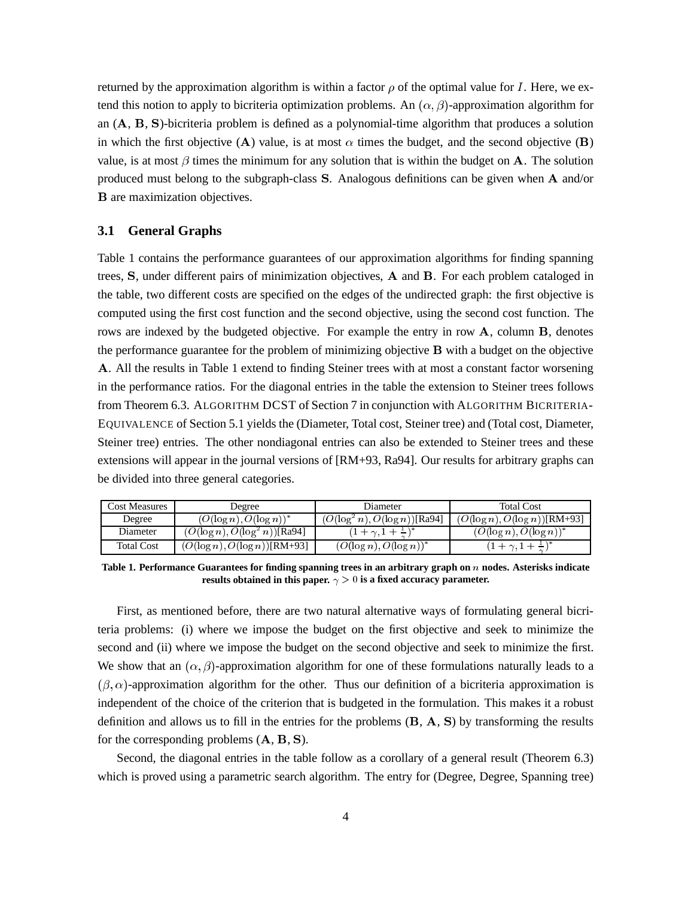returned by the approximation algorithm is within a factor $\rho$ of the optimal value for $I$. Here, we extend this notion to apply to bicriteria optimization problems. An $(\alpha, \beta)$-approximation algorithm for an (**A**, **B**, **S**)-bicriteria problem is defined as a polynomial-time algorithm that produces a solution in which the first objective (**A**) value, is at most $\alpha$ times the budget, and the second objective (**B**) value, is at most $\beta$ times the minimum for any solution that is within the budget on **A**. The solution produced must belong to the subgraph-class **S**. Analogous definitions can be given when **A** and/or **B** are maximization objectives.

### 3.1 General Graphs

Table 1 contains the performance guarantees of our approximation algorithms for finding spanning trees, **S**, under different pairs of minimization objectives, **A** and **B**. For each problem cataloged in the table, two different costs are specified on the edges of the undirected graph: the first objective is computed using the first cost function and the second objective, using the second cost function. The rows are indexed by the budgeted objective. For example the entry in row **A**, column **B**, denotes the performance guarantee for the problem of minimizing objective **B** with a budget on the objective **A**. All the results in Table 1 extend to finding Steiner trees with at most a constant factor worsening in the performance ratios. For the diagonal entries in the table the extension to Steiner trees follows from Theorem 6.3. ALGORITHM DCST of Section 7 in conjunction with ALGORITHM BICRITERIA-EQUIVALENCE of Section 5.1 yields the (Diameter, Total cost, Steiner tree) and (Total cost, Diameter, Steiner tree) entries. The other nondiagonal entries can also be extended to Steiner trees and these extensions will appear in the journal versions of [RM+93, Ra94]. Our results for arbitrary graphs can be divided into three general categories.

| Cost Measures | Degree | Diameter | Total Cost |
|---|---|---|---|
| Degree | $(O(\log n), O(\log n))^*$ | $(O(\log^2 n), O(\log n))$[Ra94] | $(O(\log n), O(\log n))$[RM+93] |
| Diameter | $(O(\log n), O(\log^2 n))$[Ra94] | $(1+\gamma, 1+\frac{1}{\gamma})^*$ | $(O(\log n), O(\log n))^*$ |
| Total Cost | $(O(\log n), O(\log n))$[RM+93] | $(O(\log n), O(\log n))^*$ | $(1+\gamma, 1+\frac{1}{\gamma})^*$ |

**Table 1. Performance Guarantees for finding spanning trees in an arbitrary graph on $n$ nodes. Asterisks indicate results obtained in this paper. $\gamma > 0$ is a fixed accuracy parameter.**

First, as mentioned before, there are two natural alternative ways of formulating general bicriteria problems: (i) where we impose the budget on the first objective and seek to minimize the second and (ii) where we impose the budget on the second objective and seek to minimize the first. We show that an $(\alpha, \beta)$-approximation algorithm for one of these formulations naturally leads to a $(\beta, \alpha)$-approximation algorithm for the other. Thus our definition of a bicriteria approximation is independent of the choice of the criterion that is budgeted in the formulation. This makes it a robust definition and allows us to fill in the entries for the problems (**B**, **A**, **S**) by transforming the results for the corresponding problems (**A**, **B**, **S**).

Second, the diagonal entries in the table follow as a corollary of a general result (Theorem 6.3) which is proved using a parametric search algorithm. The entry for (Degree, Degree, Spanning tree)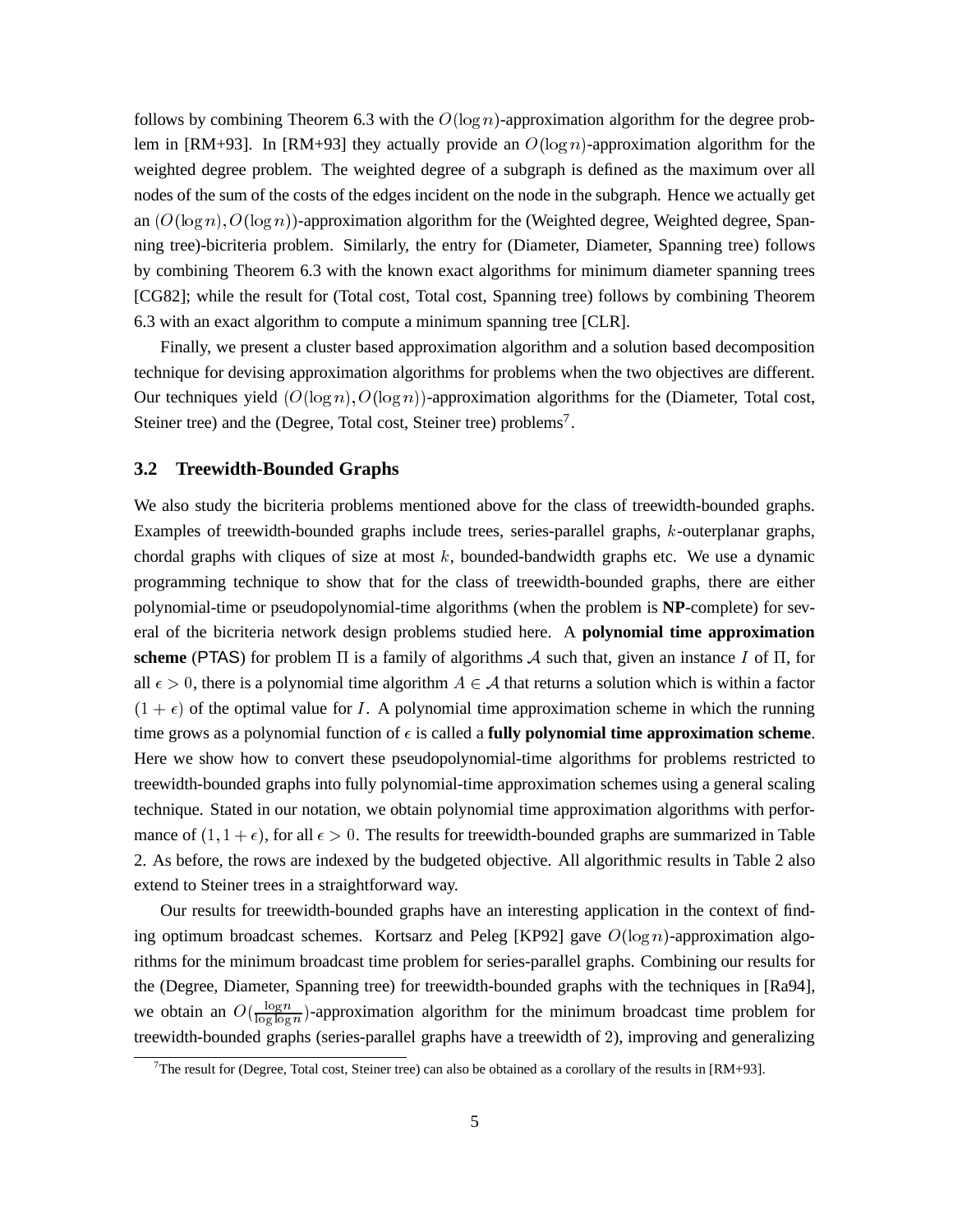follows by combining Theorem 6.3 with the $O(\log n)$-approximation algorithm for the degree problem in [RM+93]. In [RM+93] they actually provide an $O(\log n)$-approximation algorithm for the weighted degree problem. The weighted degree of a subgraph is defined as the maximum over all nodes of the sum of the costs of the edges incident on the node in the subgraph. Hence we actually get an $(O(\log n), O(\log n))$-approximation algorithm for the (Weighted degree, Weighted degree, Spanning tree)-bicriteria problem. Similarly, the entry for (Diameter, Diameter, Spanning tree) follows by combining Theorem 6.3 with the known exact algorithms for minimum diameter spanning trees [CG82]; while the result for (Total cost, Total cost, Spanning tree) follows by combining Theorem 6.3 with an exact algorithm to compute a minimum spanning tree [CLR].

Finally, we present a cluster based approximation algorithm and a solution based decomposition technique for devising approximation algorithms for problems when the two objectives are different. Our techniques yield $(O(\log n), O(\log n))$-approximation algorithms for the (Diameter, Total cost, Steiner tree) and the (Degree, Total cost, Steiner tree) problems[7].

### 3.2 Treewidth-Bounded Graphs

We also study the bicriteria problems mentioned above for the class of treewidth-bounded graphs. Examples of treewidth-bounded graphs include trees, series-parallel graphs, $k$-outerplanar graphs, chordal graphs with cliques of size at most $k$, bounded-bandwidth graphs etc. We use a dynamic programming technique to show that for the class of treewidth-bounded graphs, there are either polynomial-time or pseudopolynomial-time algorithms (when the problem is **NP**-complete) for several of the bicriteria network design problems studied here. A **polynomial time approximation scheme** (PTAS) for problem $\Pi$ is a family of algorithms $\mathcal{A}$ such that, given an instance $I$ of $\Pi$, for all $\epsilon > 0$, there is a polynomial time algorithm $A \in \mathcal{A}$ that returns a solution which is within a factor $(1+\epsilon)$ of the optimal value for $I$. A polynomial time approximation scheme in which the running time grows as a polynomial function of $\epsilon$ is called a **fully polynomial time approximation scheme**. Here we show how to convert these pseudopolynomial-time algorithms for problems restricted to treewidth-bounded graphs into fully polynomial-time approximation schemes using a general scaling technique. Stated in our notation, we obtain polynomial time approximation algorithms with performance of $(1, 1+\epsilon)$, for all $\epsilon > 0$. The results for treewidth-bounded graphs are summarized in Table 2. As before, the rows are indexed by the budgeted objective. All algorithmic results in Table 2 also extend to Steiner trees in a straightforward way.

Our results for treewidth-bounded graphs have an interesting application in the context of finding optimum broadcast schemes. Kortsarz and Peleg [KP92] gave $O(\log n)$-approximation algorithms for the minimum broadcast time problem for series-parallel graphs. Combining our results for the (Degree, Diameter, Spanning tree) for treewidth-bounded graphs with the techniques in [Ra94], we obtain an $O(\frac{\log n}{\log \log n})$-approximation algorithm for the minimum broadcast time problem for treewidth-bounded graphs (series-parallel graphs have a treewidth of 2), improving and generalizing

[7] The result for (Degree, Total cost, Steiner tree) can also be obtained as a corollary of the results in [RM+93].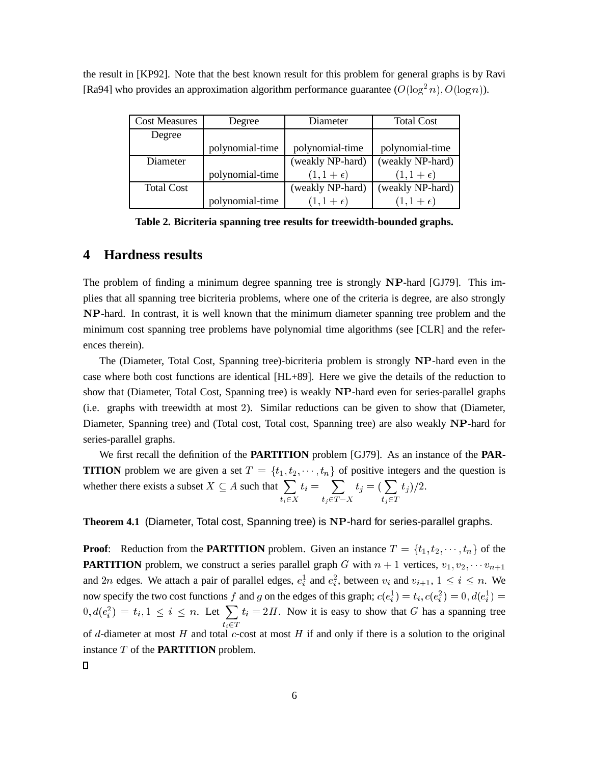the result in [KP92]. Note that the best known result for this problem for general graphs is by Ravi [Ra94] who provides an approximation algorithm performance guarantee ($O(\log^2 n), O(\log n)$).

| Cost Measures | Degree | Diameter | Total Cost |
| --- | --- | --- | --- |
| Degree | polynomial-time | polynomial-time | polynomial-time |
| Diameter | polynomial-time | (weakly NP-hard) $(1, 1+\epsilon)$ | (weakly NP-hard) $(1, 1+\epsilon)$ |
| Total Cost | polynomial-time | (weakly NP-hard) $(1, 1+\epsilon)$ | (weakly NP-hard) $(1, 1+\epsilon)$ |

**Table 2. Bicriteria spanning tree results for treewidth-bounded graphs.**

# 4 Hardness results

The problem of finding a minimum degree spanning tree is strongly $\mathbf{NP}$-hard [GJ79]. This implies that all spanning tree bicriteria problems, where one of the criteria is degree, are also strongly $\mathbf{NP}$-hard. In contrast, it is well known that the minimum diameter spanning tree problem and the minimum cost spanning tree problems have polynomial time algorithms (see [CLR] and the references therein).

The (Diameter, Total Cost, Spanning tree)-bicriteria problem is strongly $\mathbf{NP}$-hard even in the case where both cost functions are identical [HL+89]. Here we give the details of the reduction to show that (Diameter, Total Cost, Spanning tree) is weakly $\mathbf{NP}$-hard even for series-parallel graphs (i.e. graphs with treewidth at most 2). Similar reductions can be given to show that (Diameter, Diameter, Spanning tree) and (Total cost, Total cost, Spanning tree) are also weakly $\mathbf{NP}$-hard for series-parallel graphs.

We first recall the definition of the **PARTITION** problem [GJ79]. As an instance of the **PARTITION** problem we are given a set $T = \{t_1, t_2, \cdots, t_n\}$ of positive integers and the question is whether there exists a subset $X \subseteq A$ such that $\sum_{t_i \in X} t_i = \sum_{t_j \in T-X} t_j = (\sum_{t_j \in T} t_j)/2$.

**Theorem 4.1** (Diameter, Total cost, Spanning tree) is $\mathbf{NP}$-hard for series-parallel graphs.

**Proof**: Reduction from the **PARTITION** problem. Given an instance $T = \{t_1, t_2, \cdots, t_n\}$ of the **PARTITION** problem, we construct a series parallel graph $G$ with $n+1$ vertices, $v_1, v_2, \cdots v_{n+1}$ and $2n$ edges. We attach a pair of parallel edges, $e_i^1$ and $e_i^2$, between $v_i$ and $v_{i+1}$, $1 \leq i \leq n$. We now specify the two cost functions $f$ and $g$ on the edges of this graph; $c(e_i^1) = t_i, c(e_i^2) = 0, d(e_i^1) = 0, d(e_i^2) = t_i, 1 \leq i \leq n$. Let $\sum_{t_i \in T} t_i = 2H$. Now it is easy to show that $G$ has a spanning tree of $d$-diameter at most $H$ and total $c$-cost at most $H$ if and only if there is a solution to the original instance $T$ of the **PARTITION** problem.

□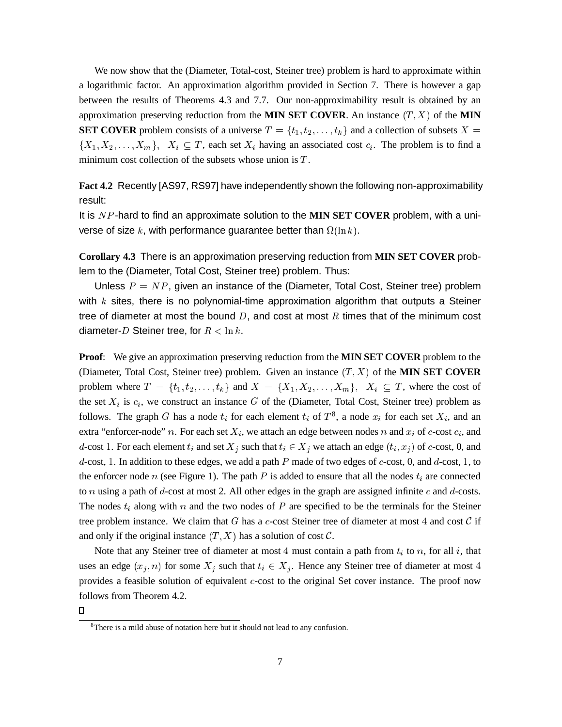We now show that the (Diameter, Total-cost, Steiner tree) problem is hard to approximate within a logarithmic factor. An approximation algorithm provided in Section 7. There is however a gap between the results of Theorems 4.3 and 7.7. Our non-approximability result is obtained by an approximation preserving reduction from the **MIN SET COVER**. An instance $(T, X)$ of the **MIN SET COVER** problem consists of a universe $T = \{t_1, t_2, \ldots, t_k\}$ and a collection of subsets $X = \{X_1, X_2, \ldots, X_m\}$, $X_i \subseteq T$, each set $X_i$ having an associated cost $c_i$. The problem is to find a minimum cost collection of the subsets whose union is $T$.

**Fact 4.2** Recently [AS97, RS97] have independently shown the following non-approximability result:
It is $NP$-hard to find an approximate solution to the **MIN SET COVER** problem, with a universe of size $k$, with performance guarantee better than $\Omega(\ln k)$.

**Corollary 4.3** There is an approximation preserving reduction from **MIN SET COVER** problem to the (Diameter, Total Cost, Steiner tree) problem. Thus:

Unless $P = NP$, given an instance of the (Diameter, Total Cost, Steiner tree) problem with $k$ sites, there is no polynomial-time approximation algorithm that outputs a Steiner tree of diameter at most the bound $D$, and cost at most $R$ times that of the minimum cost diameter-$D$ Steiner tree, for $R < \ln k$.

**Proof**: We give an approximation preserving reduction from the **MIN SET COVER** problem to the (Diameter, Total Cost, Steiner tree) problem. Given an instance $(T, X)$ of the **MIN SET COVER** problem where $T = \{t_1, t_2, \ldots, t_k\}$ and $X = \{X_1, X_2, \ldots, X_m\}$, $X_i \subseteq T$, where the cost of the set $X_i$ is $c_i$, we construct an instance $G$ of the (Diameter, Total Cost, Steiner tree) problem as follows. The graph $G$ has a node $t_i$ for each element $t_i$ of $T$[8], a node $x_i$ for each set $X_i$, and an extra "enforcer-node" $n$. For each set $X_i$, we attach an edge between nodes $n$ and $x_i$ of $c$-cost $c_i$, and $d$-cost $1$. For each element $t_i$ and set $X_j$ such that $t_i \in X_j$ we attach an edge $(t_i, x_j)$ of $c$-cost, 0, and $d$-cost, $1$. In addition to these edges, we add a path $P$ made of two edges of $c$-cost, 0, and $d$-cost, $1$, to the enforcer node $n$ (see Figure 1). The path $P$ is added to ensure that all the nodes $t_i$ are connected to $n$ using a path of $d$-cost at most 2. All other edges in the graph are assigned infinite $c$ and $d$-costs. The nodes $t_i$ along with $n$ and the two nodes of $P$ are specified to be the terminals for the Steiner tree problem instance. We claim that $G$ has a $c$-cost Steiner tree of diameter at most $4$ and cost $\mathcal{C}$ if and only if the original instance $(T, X)$ has a solution of cost $\mathcal{C}$.

Note that any Steiner tree of diameter at most $4$ must contain a path from $t_i$ to $n$, for all $i$, that uses an edge $(x_j, n)$ for some $X_j$ such that $t_i \in X_j$. Hence any Steiner tree of diameter at most $4$ provides a feasible solution of equivalent $c$-cost to the original Set cover instance. The proof now follows from Theorem 4.2.

□

[8] There is a mild abuse of notation here but it should not lead to any confusion.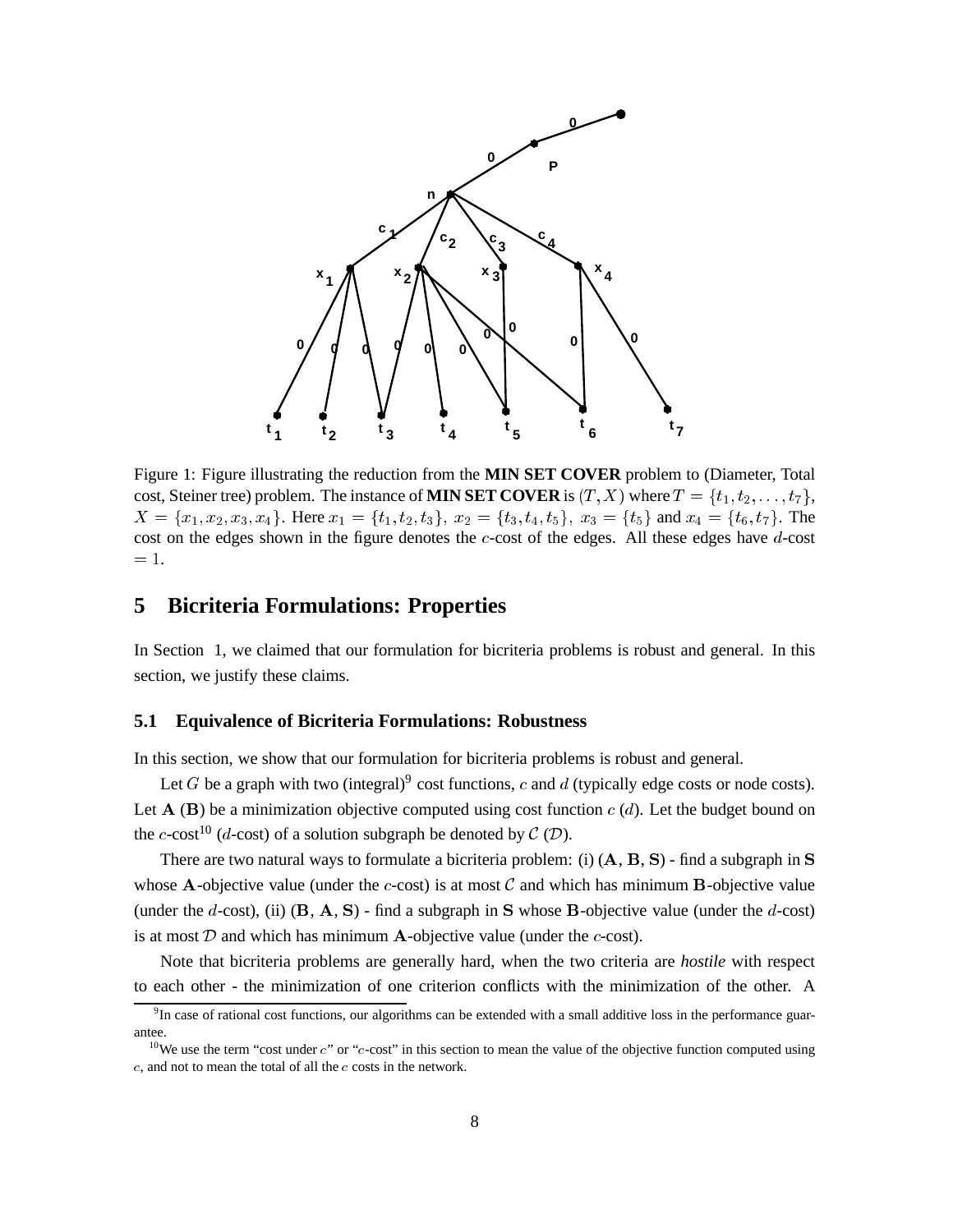Figure 1: Figure illustrating the reduction from the **MIN SET COVER** problem to (Diameter, Total cost, Steiner tree) problem. The instance of **MIN SET COVER** is $(T, X)$ where $T = \{t_1, t_2, \ldots, t_7\}$, $X = \{x_1, x_2, x_3, x_4\}$. Here $x_1 = \{t_1, t_2, t_3\}$, $x_2 = \{t_3, t_4, t_5\}$, $x_3 = \{t_5\}$ and $x_4 = \{t_6, t_7\}$. The cost on the edges shown in the figure denotes the $c$-cost of the edges. All these edges have $d$-cost $= 1$.

## 5 Bicriteria Formulations: Properties

In Section 1, we claimed that our formulation for bicriteria problems is robust and general. In this section, we justify these claims.

### 5.1 Equivalence of Bicriteria Formulations: Robustness

In this section, we show that our formulation for bicriteria problems is robust and general.

Let $G$ be a graph with two (integral)[9] cost functions, $c$ and $d$ (typically edge costs or node costs). Let $\mathbf{A}$ ($\mathbf{B}$) be a minimization objective computed using cost function $c$ ($d$). Let the budget bound on the $c$-cost[10] ($d$-cost) of a solution subgraph be denoted by $\mathcal{C}$ ($\mathcal{D}$).

There are two natural ways to formulate a bicriteria problem: (i) ($\mathbf{A}$, $\mathbf{B}$, $\mathbf{S}$) - find a subgraph in $\mathbf{S}$ whose $\mathbf{A}$-objective value (under the $c$-cost) is at most $\mathcal{C}$ and which has minimum $\mathbf{B}$-objective value (under the $d$-cost), (ii) ($\mathbf{B}$, $\mathbf{A}$, $\mathbf{S}$) - find a subgraph in $\mathbf{S}$ whose $\mathbf{B}$-objective value (under the $d$-cost) is at most $\mathcal{D}$ and which has minimum $\mathbf{A}$-objective value (under the $c$-cost).

Note that bicriteria problems are generally hard, when the two criteria are *hostile* with respect to each other - the minimization of one criterion conflicts with the minimization of the other. A

[9] In case of rational cost functions, our algorithms can be extended with a small additive loss in the performance guarantee.

[10] We use the term "cost under $c$" or "$c$-cost" in this section to mean the value of the objective function computed using $c$, and not to mean the total of all the $c$ costs in the network.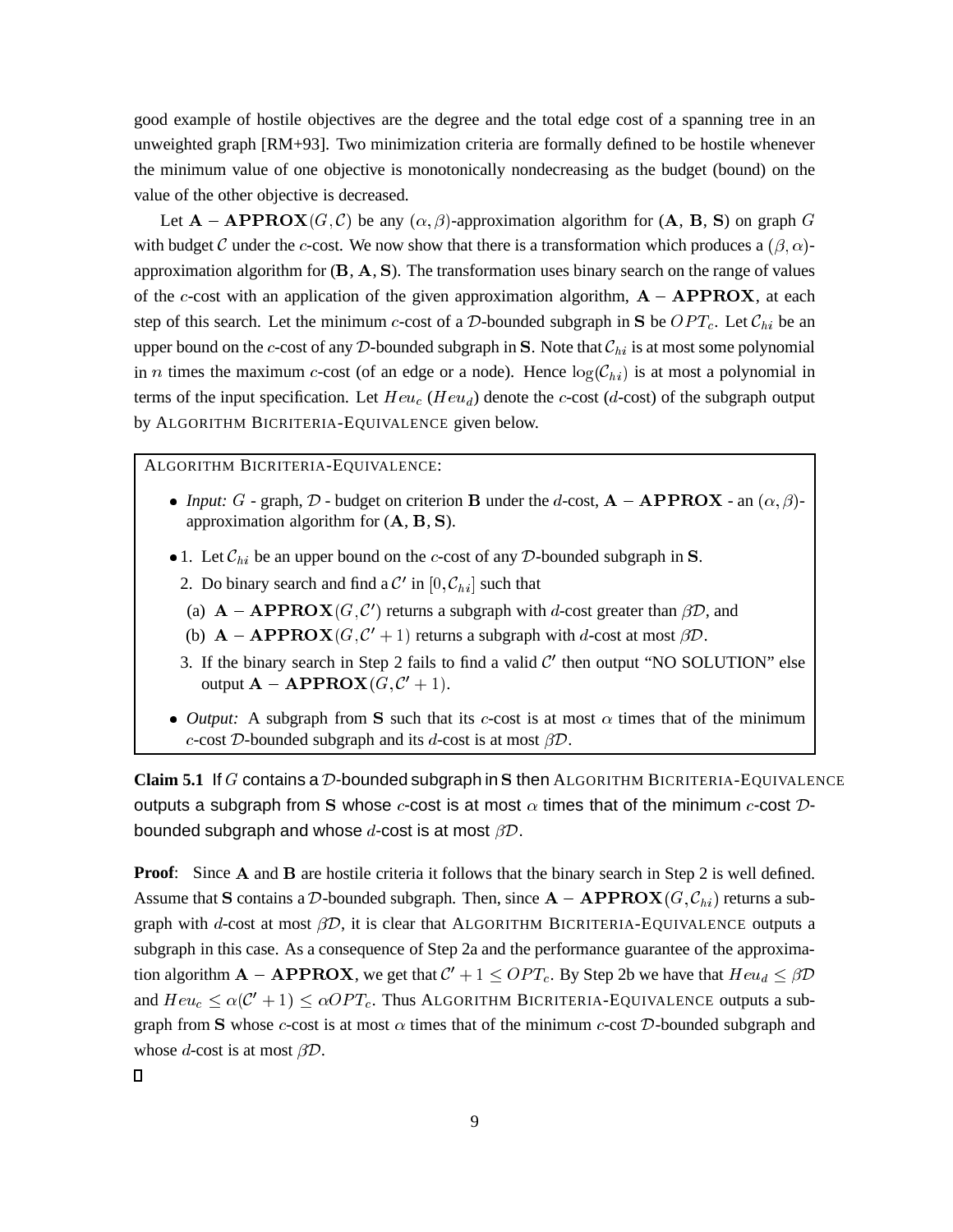good example of hostile objectives are the degree and the total edge cost of a spanning tree in an unweighted graph [RM+93]. Two minimization criteria are formally defined to be hostile whenever the minimum value of one objective is monotonically nondecreasing as the budget (bound) on the value of the other objective is decreased.

Let $\mathbf{A}-\mathbf{APPROX}(G,\mathcal{C})$ be any $(\alpha,\beta)$-approximation algorithm for (**A**, **B**, **S**) on graph $G$ with budget $\mathcal{C}$ under the $c$-cost. We now show that there is a transformation which produces a $(\beta,\alpha)$-approximation algorithm for (**B**, **A**, **S**). The transformation uses binary search on the range of values of the $c$-cost with an application of the given approximation algorithm, $\mathbf{A}-\mathbf{APPROX}$, at each step of this search. Let the minimum $c$-cost of a $\mathcal{D}$-bounded subgraph in **S** be $OPT_c$. Let $\mathcal{C}_{hi}$ be an upper bound on the $c$-cost of any $\mathcal{D}$-bounded subgraph in **S**. Note that $\mathcal{C}_{hi}$ is at most some polynomial in $n$ times the maximum $c$-cost (of an edge or a node). Hence $\log(\mathcal{C}_{hi})$ is at most a polynomial in terms of the input specification. Let $Heu_c$ ($Heu_d$) denote the $c$-cost ($d$-cost) of the subgraph output by ALGORITHM BICRITERIA-EQUIVALENCE given below.

> ALGORITHM BICRITERIA-EQUIVALENCE:
>
> - *Input:* $G$ - graph, $\mathcal{D}$ - budget on criterion **B** under the $d$-cost, $\mathbf{A}-\mathbf{APPROX}$ - an $(\alpha,\beta)$-approximation algorithm for (**A**, **B**, **S**).
> - 1. Let $\mathcal{C}_{hi}$ be an upper bound on the $c$-cost of any $\mathcal{D}$-bounded subgraph in **S**.
>   2. Do binary search and find a $\mathcal{C}'$ in $[0,\mathcal{C}_{hi}]$ such that
>      (a) $\mathbf{A}-\mathbf{APPROX}(G,\mathcal{C}')$ returns a subgraph with $d$-cost greater than $\beta\mathcal{D}$, and
>      (b) $\mathbf{A}-\mathbf{APPROX}(G,\mathcal{C}'+1)$ returns a subgraph with $d$-cost at most $\beta\mathcal{D}$.
>   3. If the binary search in Step 2 fails to find a valid $\mathcal{C}'$ then output "NO SOLUTION" else output $\mathbf{A}-\mathbf{APPROX}(G,\mathcal{C}'+1)$.
> - *Output:* A subgraph from **S** such that its $c$-cost is at most $\alpha$ times that of the minimum $c$-cost $\mathcal{D}$-bounded subgraph and its $d$-cost is at most $\beta\mathcal{D}$.

**Claim 5.1** If $G$ contains a $\mathcal{D}$-bounded subgraph in **S** then ALGORITHM BICRITERIA-EQUIVALENCE outputs a subgraph from **S** whose $c$-cost is at most $\alpha$ times that of the minimum $c$-cost $\mathcal{D}$-bounded subgraph and whose $d$-cost is at most $\beta\mathcal{D}$.

**Proof**: Since **A** and **B** are hostile criteria it follows that the binary search in Step 2 is well defined. Assume that **S** contains a $\mathcal{D}$-bounded subgraph. Then, since $\mathbf{A}-\mathbf{APPROX}(G,\mathcal{C}_{hi})$ returns a subgraph with $d$-cost at most $\beta\mathcal{D}$, it is clear that ALGORITHM BICRITERIA-EQUIVALENCE outputs a subgraph in this case. As a consequence of Step 2a and the performance guarantee of the approximation algorithm $\mathbf{A}-\mathbf{APPROX}$, we get that $\mathcal{C}'+1 \leq OPT_c$. By Step 2b we have that $Heu_d \leq \beta\mathcal{D}$ and $Heu_c \leq \alpha(\mathcal{C}'+1) \leq \alpha OPT_c$. Thus ALGORITHM BICRITERIA-EQUIVALENCE outputs a subgraph from **S** whose $c$-cost is at most $\alpha$ times that of the minimum $c$-cost $\mathcal{D}$-bounded subgraph and whose $d$-cost is at most $\beta\mathcal{D}$.

□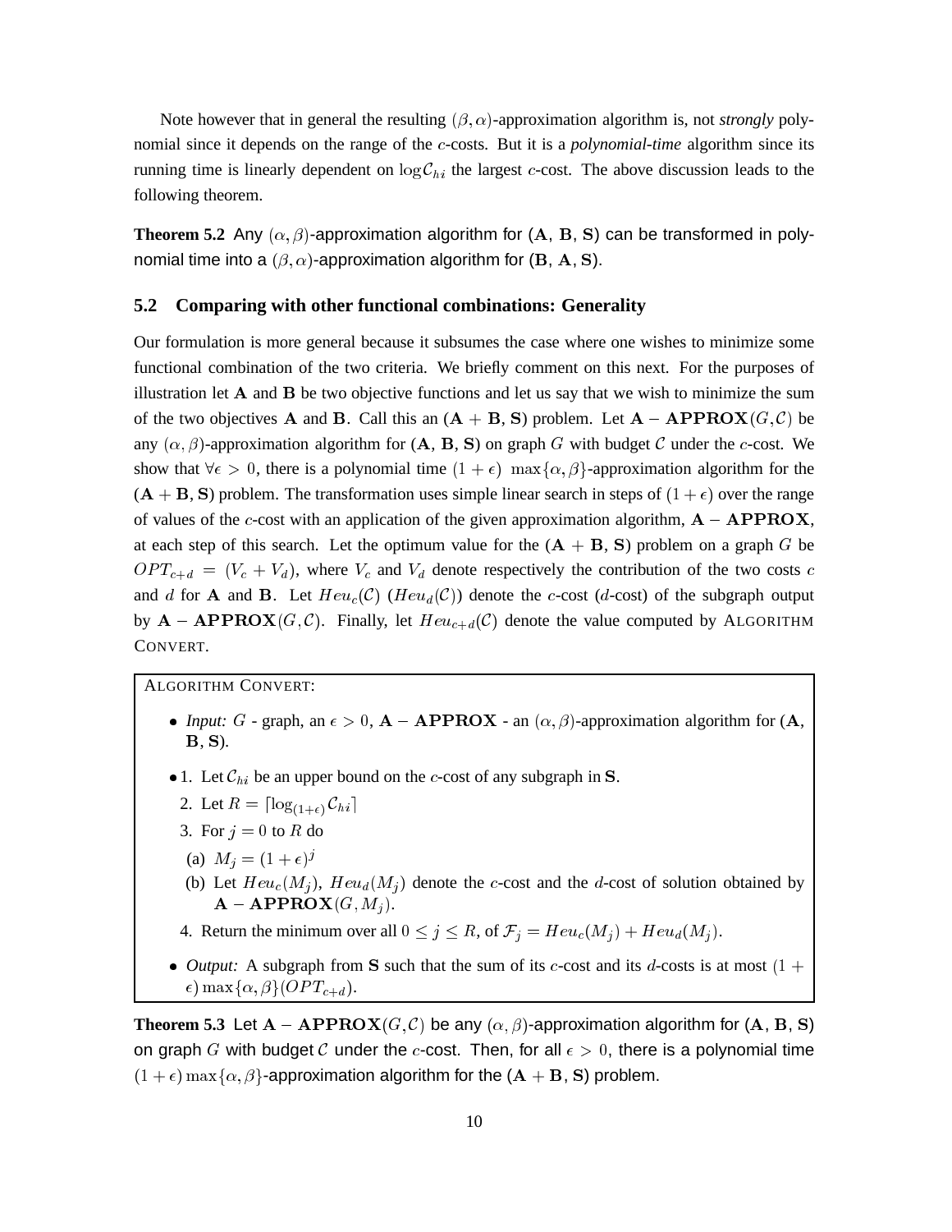Note however that in general the resulting $(\beta, \alpha)$-approximation algorithm is, not *strongly* polynomial since it depends on the range of the $c$-costs. But it is a *polynomial-time* algorithm since its running time is linearly dependent on $\log \mathcal{C}_{hi}$ the largest $c$-cost. The above discussion leads to the following theorem.

**Theorem 5.2** Any $(\alpha, \beta)$-approximation algorithm for ($\mathbf{A}$, $\mathbf{B}$, $\mathbf{S}$) can be transformed in polynomial time into a $(\beta, \alpha)$-approximation algorithm for ($\mathbf{B}$, $\mathbf{A}$, $\mathbf{S}$).

## 5.2 Comparing with other functional combinations: Generality

Our formulation is more general because it subsumes the case where one wishes to minimize some functional combination of the two criteria. We briefly comment on this next. For the purposes of illustration let $\mathbf{A}$ and $\mathbf{B}$ be two objective functions and let us say that we wish to minimize the sum of the two objectives $\mathbf{A}$ and $\mathbf{B}$. Call this an ($\mathbf{A} + \mathbf{B}$, $\mathbf{S}$) problem. Let $\mathbf{A} - \mathbf{APPROX}(G, \mathcal{C})$ be any $(\alpha, \beta)$-approximation algorithm for ($\mathbf{A}$, $\mathbf{B}$, $\mathbf{S}$) on graph $G$ with budget $\mathcal{C}$ under the $c$-cost. We show that $\forall \epsilon > 0$, there is a polynomial time $(1 + \epsilon)\ \max\{\alpha, \beta\}$-approximation algorithm for the ($\mathbf{A} + \mathbf{B}$, $\mathbf{S}$) problem. The transformation uses simple linear search in steps of $(1 + \epsilon)$ over the range of values of the $c$-cost with an application of the given approximation algorithm, $\mathbf{A} - \mathbf{APPROX}$, at each step of this search. Let the optimum value for the ($\mathbf{A} + \mathbf{B}$, $\mathbf{S}$) problem on a graph $G$ be $OPT_{c+d} = (V_c + V_d)$, where $V_c$ and $V_d$ denote respectively the contribution of the two costs $c$ and $d$ for $\mathbf{A}$ and $\mathbf{B}$. Let $Heu_c(\mathcal{C})$ ($Heu_d(\mathcal{C})$) denote the $c$-cost ($d$-cost) of the subgraph output by $\mathbf{A} - \mathbf{APPROX}(G, \mathcal{C})$. Finally, let $Heu_{c+d}(\mathcal{C})$ denote the value computed by ALGORITHM CONVERT.

ALGORITHM CONVERT:

- *Input:* $G$ - graph, an $\epsilon > 0$, $\mathbf{A} - \mathbf{APPROX}$ - an $(\alpha, \beta)$-approximation algorithm for ($\mathbf{A}$, $\mathbf{B}$, $\mathbf{S}$).
- 1. Let $\mathcal{C}_{hi}$ be an upper bound on the $c$-cost of any subgraph in $\mathbf{S}$.
  2. Let $R = \lceil \log_{(1+\epsilon)} \mathcal{C}_{hi} \rceil$
  3. For $j = 0$ to $R$ do
  (a) $M_j = (1 + \epsilon)^j$
  (b) Let $Heu_c(M_j)$, $Heu_d(M_j)$ denote the $c$-cost and the $d$-cost of solution obtained by $\mathbf{A} - \mathbf{APPROX}(G, M_j)$.
  4. Return the minimum over all $0 \leq j \leq R$, of $\mathcal{F}_j = Heu_c(M_j) + Heu_d(M_j)$.
- *Output:* A subgraph from $\mathbf{S}$ such that the sum of its $c$-cost and its $d$-costs is at most $(1 + \epsilon) \max\{\alpha, \beta\}(OPT_{c+d})$.

**Theorem 5.3** Let $\mathbf{A} - \mathbf{APPROX}(G, \mathcal{C})$ be any $(\alpha, \beta)$-approximation algorithm for ($\mathbf{A}$, $\mathbf{B}$, $\mathbf{S}$) on graph $G$ with budget $\mathcal{C}$ under the $c$-cost. Then, for all $\epsilon > 0$, there is a polynomial time $(1 + \epsilon) \max\{\alpha, \beta\}$-approximation algorithm for the ($\mathbf{A} + \mathbf{B}$, $\mathbf{S}$) problem.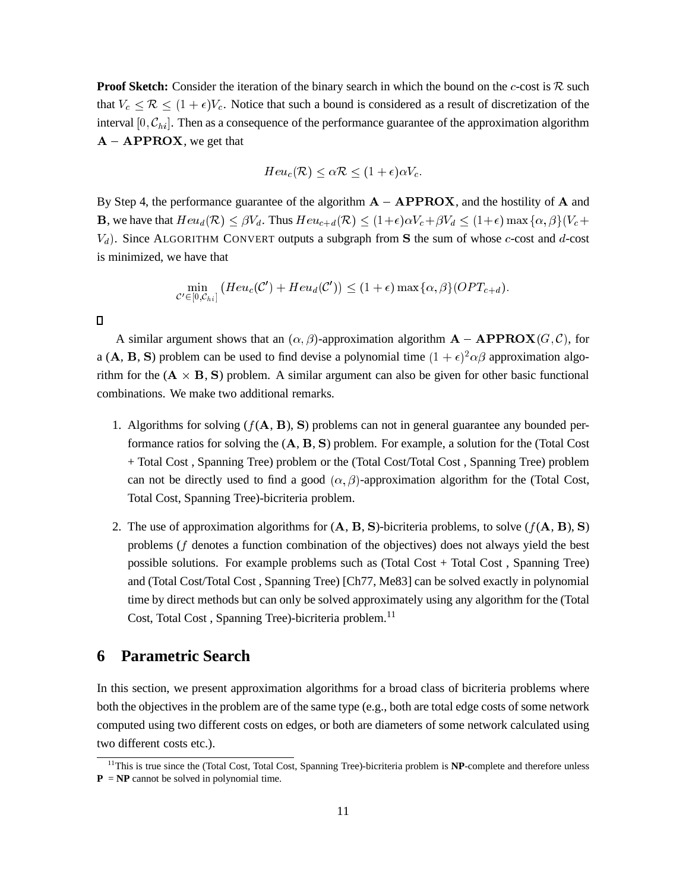**Proof Sketch:** Consider the iteration of the binary search in which the bound on the $c$-cost is $\mathcal{R}$ such that $V_c \leq \mathcal{R} \leq (1+\epsilon)V_c$. Notice that such a bound is considered as a result of discretization of the interval $[0, \mathcal{C}_{hi}]$. Then as a consequence of the performance guarantee of the approximation algorithm $\mathbf{A}-\mathbf{APPROX}$, we get that

$$Heu_c(\mathcal{R}) \leq \alpha\mathcal{R} \leq (1+\epsilon)\alpha V_c.$$

By Step 4, the performance guarantee of the algorithm $\mathbf{A}-\mathbf{APPROX}$, and the hostility of $\mathbf{A}$ and $\mathbf{B}$, we have that $Heu_d(\mathcal{R}) \leq \beta V_d$. Thus $Heu_{c+d}(\mathcal{R}) \leq (1+\epsilon)\alpha V_c + \beta V_d \leq (1+\epsilon)\max\{\alpha,\beta\}(V_c + V_d)$. Since ALGORITHM CONVERT outputs a subgraph from $\mathbf{S}$ the sum of whose $c$-cost and $d$-cost is minimized, we have that

$$\min_{\mathcal{C}' \in [0, \mathcal{C}_{hi}]} (Heu_c(\mathcal{C}') + Heu_d(\mathcal{C}')) \leq (1+\epsilon)\max\{\alpha,\beta\}(OPT_{c+d}).$$

□

A similar argument shows that an $(\alpha,\beta)$-approximation algorithm $\mathbf{A}-\mathbf{APPROX}(G,\mathcal{C})$, for a ($\mathbf{A}$, $\mathbf{B}$, $\mathbf{S}$) problem can be used to find devise a polynomial time $(1+\epsilon)^2\alpha\beta$ approximation algorithm for the ($\mathbf{A}\times\mathbf{B}$, $\mathbf{S}$) problem. A similar argument can also be given for other basic functional combinations. We make two additional remarks.

1. Algorithms for solving ($f(\mathbf{A}, \mathbf{B})$, $\mathbf{S}$) problems can not in general guarantee any bounded performance ratios for solving the ($\mathbf{A}$, $\mathbf{B}$, $\mathbf{S}$) problem. For example, a solution for the (Total Cost + Total Cost , Spanning Tree) problem or the (Total Cost/Total Cost , Spanning Tree) problem can not be directly used to find a good $(\alpha,\beta)$-approximation algorithm for the (Total Cost, Total Cost, Spanning Tree)-bicriteria problem.

2. The use of approximation algorithms for ($\mathbf{A}$, $\mathbf{B}$, $\mathbf{S}$)-bicriteria problems, to solve ($f(\mathbf{A}, \mathbf{B})$, $\mathbf{S}$) problems ($f$ denotes a function combination of the objectives) does not always yield the best possible solutions. For example problems such as (Total Cost + Total Cost , Spanning Tree) and (Total Cost/Total Cost , Spanning Tree) [Ch77, Me83] can be solved exactly in polynomial time by direct methods but can only be solved approximately using any algorithm for the (Total Cost, Total Cost , Spanning Tree)-bicriteria problem.[11]

## 6 Parametric Search

In this section, we present approximation algorithms for a broad class of bicriteria problems where both the objectives in the problem are of the same type (e.g., both are total edge costs of some network computed using two different costs on edges, or both are diameters of some network calculated using two different costs etc.).

[11] This is true since the (Total Cost, Total Cost, Spanning Tree)-bicriteria problem is **NP**-complete and therefore unless **P** = **NP** cannot be solved in polynomial time.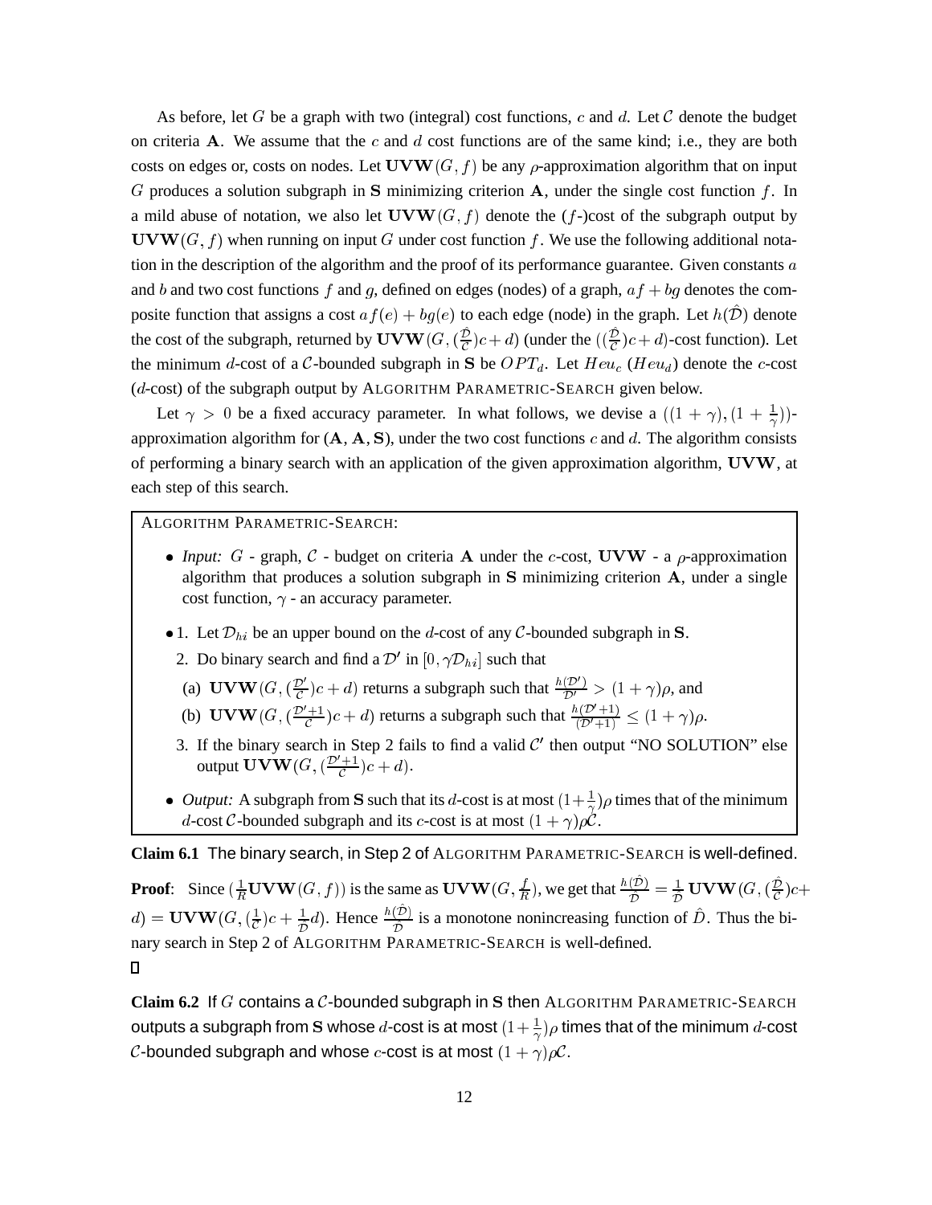As before, let $G$ be a graph with two (integral) cost functions, $c$ and $d$. Let $\mathcal{C}$ denote the budget on criteria $\mathbf{A}$. We assume that the $c$ and $d$ cost functions are of the same kind; i.e., they are both costs on edges or, costs on nodes. Let $\mathbf{UVW}(G, f)$ be any $\rho$-approximation algorithm that on input $G$ produces a solution subgraph in $\mathbf{S}$ minimizing criterion $\mathbf{A}$, under the single cost function $f$. In a mild abuse of notation, we also let $\mathbf{UVW}(G, f)$ denote the ($f$-)cost of the subgraph output by $\mathbf{UVW}(G, f)$ when running on input $G$ under cost function $f$. We use the following additional notation in the description of the algorithm and the proof of its performance guarantee. Given constants $a$ and $b$ and two cost functions $f$ and $g$, defined on edges (nodes) of a graph, $af + bg$ denotes the composite function that assigns a cost $af(e) + bg(e)$ to each edge (node) in the graph. Let $h(\hat{\mathcal{D}})$ denote the cost of the subgraph, returned by $\mathbf{UVW}(G, (\frac{\hat{\mathcal{D}}}{\mathcal{C}})c + d)$ (under the $((\frac{\hat{\mathcal{D}}}{\mathcal{C}})c + d)$-cost function). Let the minimum $d$-cost of a $\mathcal{C}$-bounded subgraph in $\mathbf{S}$ be $OPT_d$. Let $Heu_c$ ($Heu_d$) denote the $c$-cost ($d$-cost) of the subgraph output by ALGORITHM PARAMETRIC-SEARCH given below.

Let $\gamma > 0$ be a fixed accuracy parameter. In what follows, we devise a $((1 + \gamma), (1 + \frac{1}{\gamma}))$-approximation algorithm for ($\mathbf{A}$, $\mathbf{A}$, $\mathbf{S}$), under the two cost functions $c$ and $d$. The algorithm consists of performing a binary search with an application of the given approximation algorithm, $\mathbf{UVW}$, at each step of this search.

ALGORITHM PARAMETRIC-SEARCH:

- *Input:* $G$ - graph, $\mathcal{C}$ - budget on criteria $\mathbf{A}$ under the $c$-cost, $\mathbf{UVW}$ - a $\rho$-approximation algorithm that produces a solution subgraph in $\mathbf{S}$ minimizing criterion $\mathbf{A}$, under a single cost function, $\gamma$ - an accuracy parameter.
- 1. Let $\mathcal{D}_{hi}$ be an upper bound on the $d$-cost of any $\mathcal{C}$-bounded subgraph in $\mathbf{S}$.
  2. Do binary search and find a $\mathcal{D}'$ in $[0, \gamma\mathcal{D}_{hi}]$ such that
     (a) $\mathbf{UVW}(G, (\frac{\mathcal{D}'}{\mathcal{C}})c + d)$ returns a subgraph such that $\frac{h(\mathcal{D}')}{\mathcal{D}'} > (1 + \gamma)\rho$, and
     (b) $\mathbf{UVW}(G, (\frac{\mathcal{D}'+1}{\mathcal{C}})c + d)$ returns a subgraph such that $\frac{h(\mathcal{D}'+1)}{(\mathcal{D}'+1)} \leq (1 + \gamma)\rho$.
  3. If the binary search in Step 2 fails to find a valid $\mathcal{C}'$ then output "NO SOLUTION" else output $\mathbf{UVW}(G, (\frac{\mathcal{D}'+1}{\mathcal{C}})c + d)$.
- *Output:* A subgraph from $\mathbf{S}$ such that its $d$-cost is at most $(1+\frac{1}{\gamma})\rho$ times that of the minimum $d$-cost $\mathcal{C}$-bounded subgraph and its $c$-cost is at most $(1 + \gamma)\rho\mathcal{C}$.

**Claim 6.1** The binary search, in Step 2 of ALGORITHM PARAMETRIC-SEARCH is well-defined.

**Proof**: Since $(\frac{1}{R}\mathbf{UVW}(G, f))$ is the same as $\mathbf{UVW}(G, \frac{f}{R})$, we get that $\frac{h(\hat{\mathcal{D}})}{\hat{\mathcal{D}}} = \frac{1}{\hat{\mathcal{D}}}\,\mathbf{UVW}(G, (\frac{\hat{\mathcal{D}}}{\mathcal{C}})c + d) = \mathbf{UVW}(G, (\frac{1}{\mathcal{C}})c + \frac{1}{\hat{\mathcal{D}}}d)$. Hence $\frac{h(\hat{\mathcal{D}})}{\hat{\mathcal{D}}}$ is a monotone nonincreasing function of $\hat{D}$. Thus the binary search in Step 2 of ALGORITHM PARAMETRIC-SEARCH is well-defined.
□

**Claim 6.2** If $G$ contains a $\mathcal{C}$-bounded subgraph in $\mathbf{S}$ then ALGORITHM PARAMETRIC-SEARCH outputs a subgraph from $\mathbf{S}$ whose $d$-cost is at most $(1+\frac{1}{\gamma})\rho$ times that of the minimum $d$-cost $\mathcal{C}$-bounded subgraph and whose $c$-cost is at most $(1 + \gamma)\rho\mathcal{C}$.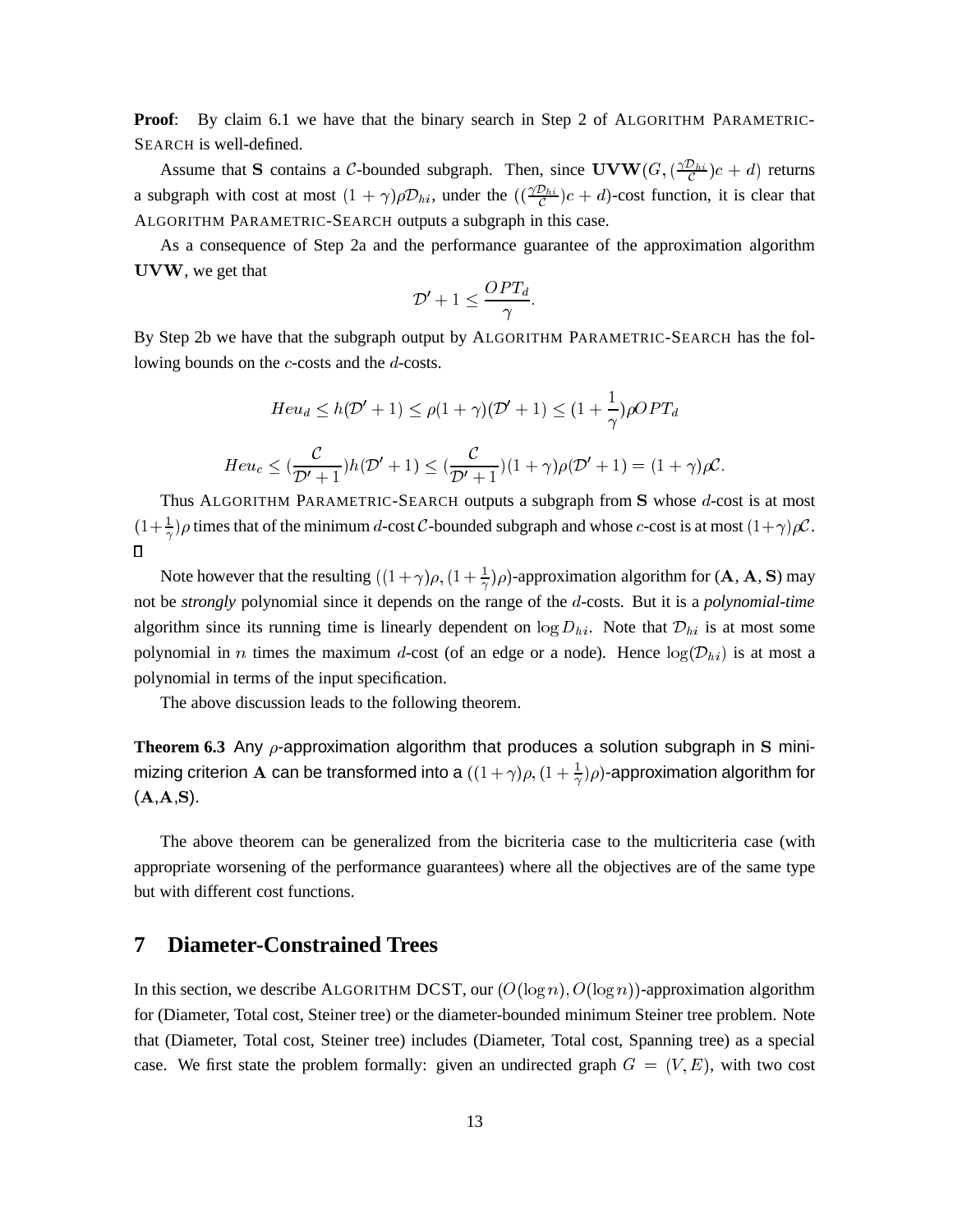**Proof**: By claim 6.1 we have that the binary search in Step 2 of ALGORITHM PARAMETRIC-SEARCH is well-defined.

Assume that $\mathbf{S}$ contains a $\mathcal{C}$-bounded subgraph. Then, since $\mathbf{UVW}(G, (\frac{\gamma \mathcal{D}_{hi}}{\mathcal{C}})c + d)$ returns a subgraph with cost at most $(1+\gamma)\rho\mathcal{D}_{hi}$, under the $((\frac{\gamma \mathcal{D}_{hi}}{\mathcal{C}})c + d)$-cost function, it is clear that ALGORITHM PARAMETRIC-SEARCH outputs a subgraph in this case.

As a consequence of Step 2a and the performance guarantee of the approximation algorithm $\mathbf{UVW}$, we get that

$$\mathcal{D}' + 1 \leq \frac{OPT_d}{\gamma}.$$

By Step 2b we have that the subgraph output by ALGORITHM PARAMETRIC-SEARCH has the following bounds on the $c$-costs and the $d$-costs.

$$Heu_d \leq h(\mathcal{D}'+1) \leq \rho(1+\gamma)(\mathcal{D}'+1) \leq (1+\frac{1}{\gamma})\rho OPT_d$$

$$Heu_c \leq (\frac{\mathcal{C}}{\mathcal{D}'+1})h(\mathcal{D}'+1) \leq (\frac{\mathcal{C}}{\mathcal{D}'+1})(1+\gamma)\rho(\mathcal{D}'+1) = (1+\gamma)\rho\mathcal{C}.$$

Thus ALGORITHM PARAMETRIC-SEARCH outputs a subgraph from $\mathbf{S}$ whose $d$-cost is at most $(1+\frac{1}{\gamma})\rho$ times that of the minimum $d$-cost $\mathcal{C}$-bounded subgraph and whose $c$-cost is at most $(1+\gamma)\rho\mathcal{C}$. $\square$

Note however that the resulting $((1+\gamma)\rho, (1+\frac{1}{\gamma})\rho)$-approximation algorithm for $(\mathbf{A}, \mathbf{A}, \mathbf{S})$ may not be *strongly* polynomial since it depends on the range of the $d$-costs. But it is a *polynomial-time* algorithm since its running time is linearly dependent on $\log D_{hi}$. Note that $\mathcal{D}_{hi}$ is at most some polynomial in $n$ times the maximum $d$-cost (of an edge or a node). Hence $\log(\mathcal{D}_{hi})$ is at most a polynomial in terms of the input specification.

The above discussion leads to the following theorem.

**Theorem 6.3** Any $\rho$-approximation algorithm that produces a solution subgraph in $\mathbf{S}$ minimizing criterion $\mathbf{A}$ can be transformed into a $((1+\gamma)\rho, (1+\frac{1}{\gamma})\rho)$-approximation algorithm for $(\mathbf{A},\mathbf{A},\mathbf{S})$.

The above theorem can be generalized from the bicriteria case to the multicriteria case (with appropriate worsening of the performance guarantees) where all the objectives are of the same type but with different cost functions.

## 7 Diameter-Constrained Trees

In this section, we describe ALGORITHM DCST, our $(O(\log n), O(\log n))$-approximation algorithm for (Diameter, Total cost, Steiner tree) or the diameter-bounded minimum Steiner tree problem. Note that (Diameter, Total cost, Steiner tree) includes (Diameter, Total cost, Spanning tree) as a special case. We first state the problem formally: given an undirected graph $G = (V, E)$, with two cost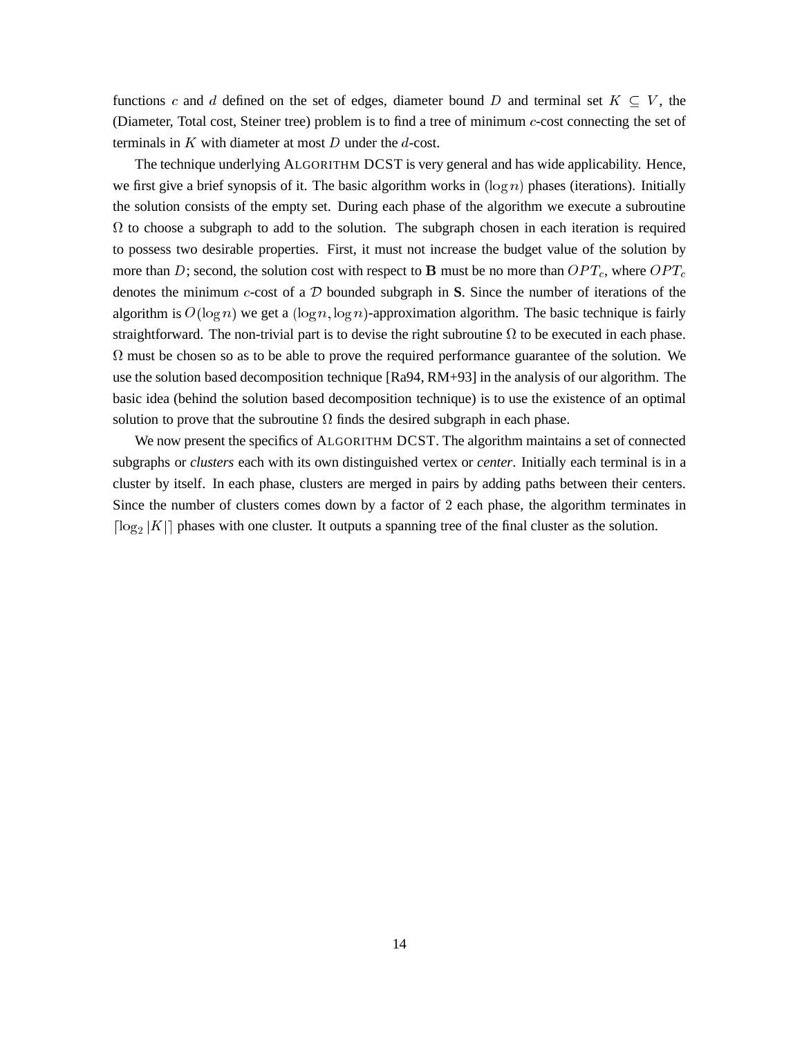functions $c$ and $d$ defined on the set of edges, diameter bound $D$ and terminal set $K \subseteq V$, the (Diameter, Total cost, Steiner tree) problem is to find a tree of minimum $c$-cost connecting the set of terminals in $K$ with diameter at most $D$ under the $d$-cost.

The technique underlying ALGORITHM DCST is very general and has wide applicability. Hence, we first give a brief synopsis of it. The basic algorithm works in $(\log n)$ phases (iterations). Initially the solution consists of the empty set. During each phase of the algorithm we execute a subroutine $\Omega$ to choose a subgraph to add to the solution. The subgraph chosen in each iteration is required to possess two desirable properties. First, it must not increase the budget value of the solution by more than $D$; second, the solution cost with respect to **B** must be no more than $OPT_c$, where $OPT_c$ denotes the minimum $c$-cost of a $\mathcal{D}$ bounded subgraph in **S**. Since the number of iterations of the algorithm is $O(\log n)$ we get a $(\log n, \log n)$-approximation algorithm. The basic technique is fairly straightforward. The non-trivial part is to devise the right subroutine $\Omega$ to be executed in each phase. $\Omega$ must be chosen so as to be able to prove the required performance guarantee of the solution. We use the solution based decomposition technique [Ra94, RM+93] in the analysis of our algorithm. The basic idea (behind the solution based decomposition technique) is to use the existence of an optimal solution to prove that the subroutine $\Omega$ finds the desired subgraph in each phase.

We now present the specifics of ALGORITHM DCST. The algorithm maintains a set of connected subgraphs or *clusters* each with its own distinguished vertex or *center*. Initially each terminal is in a cluster by itself. In each phase, clusters are merged in pairs by adding paths between their centers. Since the number of clusters comes down by a factor of 2 each phase, the algorithm terminates in $\lceil \log_2 |K| \rceil$ phases with one cluster. It outputs a spanning tree of the final cluster as the solution.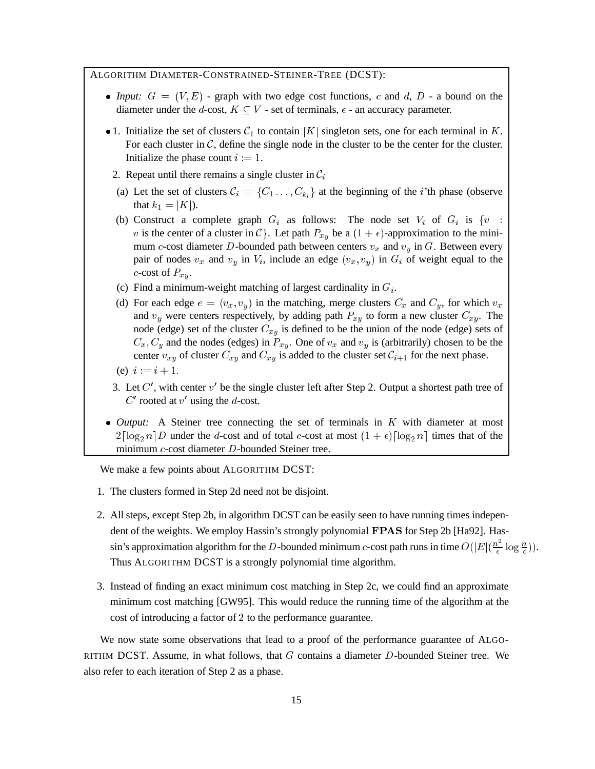ALGORITHM DIAMETER-CONSTRAINED-STEINER-TREE (DCST):

- *Input:* $G = (V, E)$ - graph with two edge cost functions, $c$ and $d$, $D$ - a bound on the diameter under the $d$-cost, $K \subseteq V$ - set of terminals, $\epsilon$ - an accuracy parameter.

- 1. Initialize the set of clusters $\mathcal{C}_1$ to contain $|K|$ singleton sets, one for each terminal in $K$. For each cluster in $\mathcal{C}$, define the single node in the cluster to be the center for the cluster. Initialize the phase count $i := 1$.

  2. Repeat until there remains a single cluster in $\mathcal{C}_i$

     (a) Let the set of clusters $\mathcal{C}_i = \{C_1 \ldots, C_{k_i}\}$ at the beginning of the $i$'th phase (observe that $k_1 = |K|$).

     (b) Construct a complete graph $G_i$ as follows: The node set $V_i$ of $G_i$ is $\{v$ : $v$ is the center of a cluster in $\mathcal{C}\}$. Let path $P_{xy}$ be a $(1+\epsilon)$-approximation to the minimum $c$-cost diameter $D$-bounded path between centers $v_x$ and $v_y$ in $G$. Between every pair of nodes $v_x$ and $v_y$ in $V_i$, include an edge $(v_x, v_y)$ in $G_i$ of weight equal to the $c$-cost of $P_{xy}$.

     (c) Find a minimum-weight matching of largest cardinality in $G_i$.

     (d) For each edge $e = (v_x, v_y)$ in the matching, merge clusters $C_x$ and $C_y$, for which $v_x$ and $v_y$ were centers respectively, by adding path $P_{xy}$ to form a new cluster $C_{xy}$. The node (edge) set of the cluster $C_{xy}$ is defined to be the union of the node (edge) sets of $C_x, C_y$ and the nodes (edges) in $P_{xy}$. One of $v_x$ and $v_y$ is (arbitrarily) chosen to be the center $v_{xy}$ of cluster $C_{xy}$ and $C_{xy}$ is added to the cluster set $\mathcal{C}_{i+1}$ for the next phase.

     (e) $i := i + 1$.

  3. Let $C'$, with center $v'$ be the single cluster left after Step 2. Output a shortest path tree of $C'$ rooted at $v'$ using the $d$-cost.

- *Output:* A Steiner tree connecting the set of terminals in $K$ with diameter at most $2\lceil \log_2 n \rceil D$ under the $d$-cost and of total $c$-cost at most $(1+\epsilon)\lceil \log_2 n \rceil$ times that of the minimum $c$-cost diameter $D$-bounded Steiner tree.

We make a few points about ALGORITHM DCST:

1. The clusters formed in Step 2d need not be disjoint.

2. All steps, except Step 2b, in algorithm DCST can be easily seen to have running times independent of the weights. We employ Hassin's strongly polynomial **FPAS** for Step 2b [Ha92]. Hassin's approximation algorithm for the $D$-bounded minimum $c$-cost path runs in time $O(|E|(\frac{n^2}{\epsilon} \log \frac{n}{\epsilon}))$. Thus ALGORITHM DCST is a strongly polynomial time algorithm.

3. Instead of finding an exact minimum cost matching in Step 2c, we could find an approximate minimum cost matching [GW95]. This would reduce the running time of the algorithm at the cost of introducing a factor of 2 to the performance guarantee.

We now state some observations that lead to a proof of the performance guarantee of ALGORITHM DCST. Assume, in what follows, that $G$ contains a diameter $D$-bounded Steiner tree. We also refer to each iteration of Step 2 as a phase.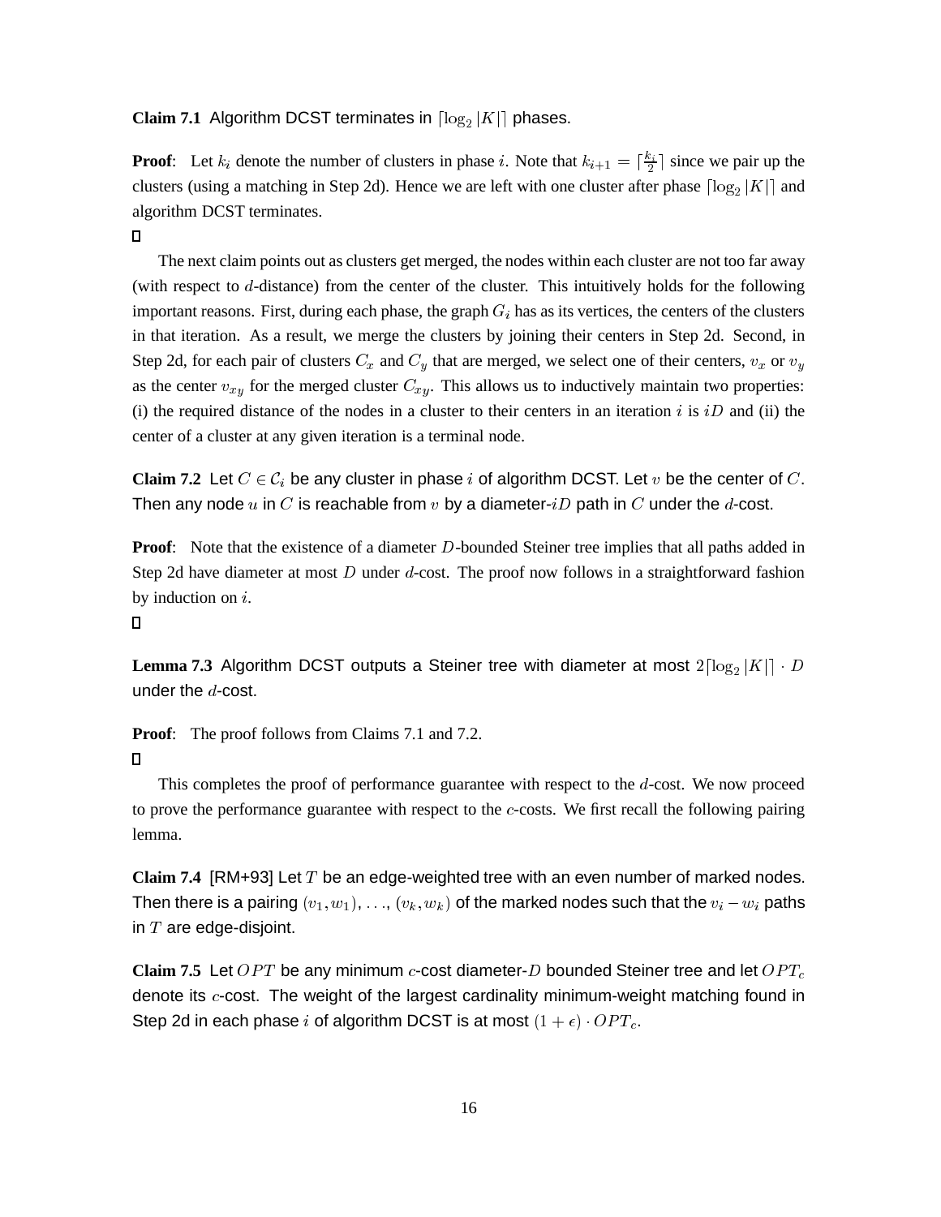**Claim 7.1** Algorithm DCST terminates in $\lceil \log_2 |K| \rceil$ phases.

**Proof**: Let $k_i$ denote the number of clusters in phase $i$. Note that $k_{i+1} = \lceil \frac{k_i}{2} \rceil$ since we pair up the clusters (using a matching in Step 2d). Hence we are left with one cluster after phase $\lceil \log_2 |K| \rceil$ and algorithm DCST terminates.

□

The next claim points out as clusters get merged, the nodes within each cluster are not too far away (with respect to $d$-distance) from the center of the cluster. This intuitively holds for the following important reasons. First, during each phase, the graph $G_i$ has as its vertices, the centers of the clusters in that iteration. As a result, we merge the clusters by joining their centers in Step 2d. Second, in Step 2d, for each pair of clusters $C_x$ and $C_y$ that are merged, we select one of their centers, $v_x$ or $v_y$ as the center $v_{xy}$ for the merged cluster $C_{xy}$. This allows us to inductively maintain two properties: (i) the required distance of the nodes in a cluster to their centers in an iteration $i$ is $iD$ and (ii) the center of a cluster at any given iteration is a terminal node.

**Claim 7.2** Let $C \in \mathcal{C}_i$ be any cluster in phase $i$ of algorithm DCST. Let $v$ be the center of $C$. Then any node $u$ in $C$ is reachable from $v$ by a diameter-$iD$ path in $C$ under the $d$-cost.

**Proof**: Note that the existence of a diameter $D$-bounded Steiner tree implies that all paths added in Step 2d have diameter at most $D$ under $d$-cost. The proof now follows in a straightforward fashion by induction on $i$.

□

**Lemma 7.3** Algorithm DCST outputs a Steiner tree with diameter at most $2\lceil \log_2 |K| \rceil \cdot D$ under the $d$-cost.

**Proof**: The proof follows from Claims 7.1 and 7.2.

□

This completes the proof of performance guarantee with respect to the $d$-cost. We now proceed to prove the performance guarantee with respect to the $c$-costs. We first recall the following pairing lemma.

**Claim 7.4** [RM+93] Let $T$ be an edge-weighted tree with an even number of marked nodes. Then there is a pairing $(v_1, w_1), \ldots, (v_k, w_k)$ of the marked nodes such that the $v_i - w_i$ paths in $T$ are edge-disjoint.

**Claim 7.5** Let $OPT$ be any minimum $c$-cost diameter-$D$ bounded Steiner tree and let $OPT_c$ denote its $c$-cost. The weight of the largest cardinality minimum-weight matching found in Step 2d in each phase $i$ of algorithm DCST is at most $(1 + \epsilon) \cdot OPT_c$.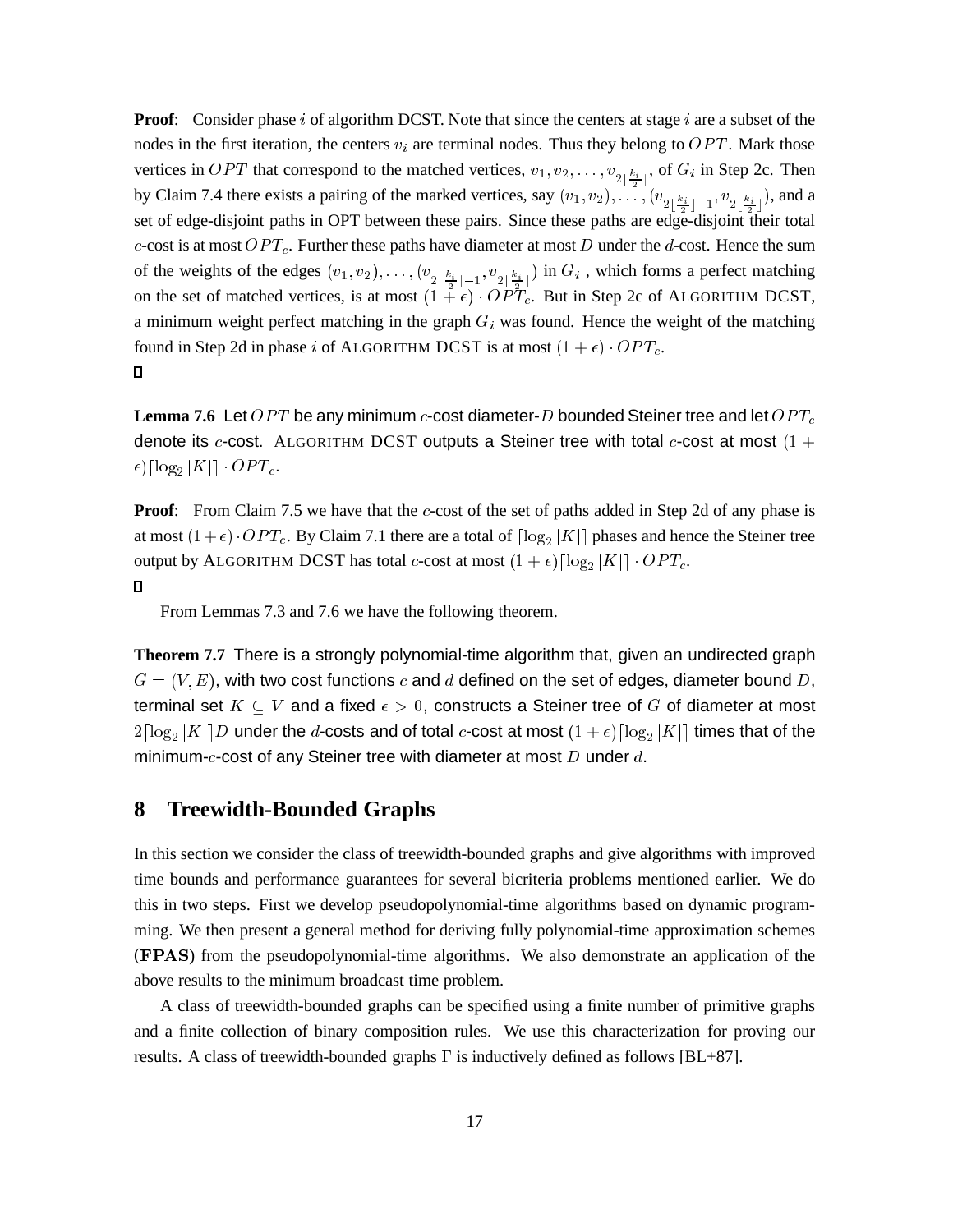**Proof**: Consider phase $i$ of algorithm DCST. Note that since the centers at stage $i$ are a subset of the nodes in the first iteration, the centers $v_i$ are terminal nodes. Thus they belong to $OPT$. Mark those vertices in $OPT$ that correspond to the matched vertices, $v_1, v_2, \ldots, v_{2\lfloor \frac{k_i}{2} \rfloor}$, of $G_i$ in Step 2c. Then by Claim 7.4 there exists a pairing of the marked vertices, say $(v_1, v_2), \ldots, (v_{2\lfloor \frac{k_i}{2} \rfloor - 1}, v_{2\lfloor \frac{k_i}{2} \rfloor})$, and a set of edge-disjoint paths in OPT between these pairs. Since these paths are edge-disjoint their total $c$-cost is at most $OPT_c$. Further these paths have diameter at most $D$ under the $d$-cost. Hence the sum of the weights of the edges $(v_1, v_2), \ldots, (v_{2\lfloor \frac{k_i}{2} \rfloor - 1}, v_{2\lfloor \frac{k_i}{2} \rfloor})$ in $G_i$, which forms a perfect matching on the set of matched vertices, is at most $(1 + \epsilon) \cdot OPT_c$. But in Step 2c of ALGORITHM DCST, a minimum weight perfect matching in the graph $G_i$ was found. Hence the weight of the matching found in Step 2d in phase $i$ of ALGORITHM DCST is at most $(1 + \epsilon) \cdot OPT_c$.
□

**Lemma 7.6** Let $OPT$ be any minimum $c$-cost diameter-$D$ bounded Steiner tree and let $OPT_c$ denote its $c$-cost. ALGORITHM DCST outputs a Steiner tree with total $c$-cost at most $(1 + \epsilon)\lceil \log_2 |K| \rceil \cdot OPT_c$.

**Proof**: From Claim 7.5 we have that the $c$-cost of the set of paths added in Step 2d of any phase is at most $(1 + \epsilon) \cdot OPT_c$. By Claim 7.1 there are a total of $\lceil \log_2 |K| \rceil$ phases and hence the Steiner tree output by ALGORITHM DCST has total $c$-cost at most $(1 + \epsilon)\lceil \log_2 |K| \rceil \cdot OPT_c$.
□

From Lemmas 7.3 and 7.6 we have the following theorem.

**Theorem 7.7** There is a strongly polynomial-time algorithm that, given an undirected graph $G = (V, E)$, with two cost functions $c$ and $d$ defined on the set of edges, diameter bound $D$, terminal set $K \subseteq V$ and a fixed $\epsilon > 0$, constructs a Steiner tree of $G$ of diameter at most $2\lceil \log_2 |K| \rceil D$ under the $d$-costs and of total $c$-cost at most $(1 + \epsilon)\lceil \log_2 |K| \rceil$ times that of the minimum-$c$-cost of any Steiner tree with diameter at most $D$ under $d$.

# 8 Treewidth-Bounded Graphs

In this section we consider the class of treewidth-bounded graphs and give algorithms with improved time bounds and performance guarantees for several bicriteria problems mentioned earlier. We do this in two steps. First we develop pseudopolynomial-time algorithms based on dynamic programming. We then present a general method for deriving fully polynomial-time approximation schemes (**FPAS**) from the pseudopolynomial-time algorithms. We also demonstrate an application of the above results to the minimum broadcast time problem.

A class of treewidth-bounded graphs can be specified using a finite number of primitive graphs and a finite collection of binary composition rules. We use this characterization for proving our results. A class of treewidth-bounded graphs $\Gamma$ is inductively defined as follows [BL+87].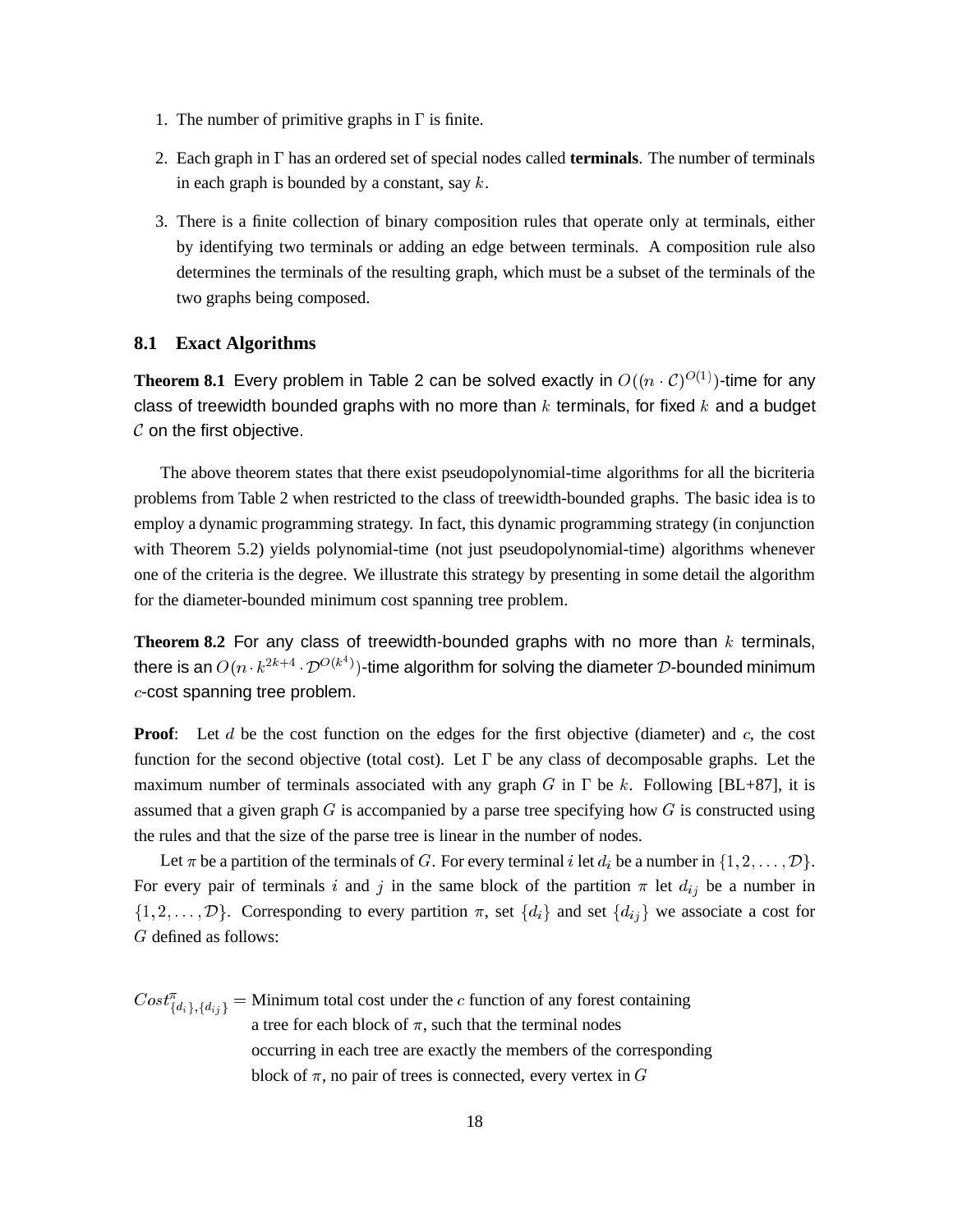1. The number of primitive graphs in $\Gamma$ is finite.

2. Each graph in $\Gamma$ has an ordered set of special nodes called **terminals**. The number of terminals in each graph is bounded by a constant, say $k$.

3. There is a finite collection of binary composition rules that operate only at terminals, either by identifying two terminals or adding an edge between terminals. A composition rule also determines the terminals of the resulting graph, which must be a subset of the terminals of the two graphs being composed.

### 8.1 Exact Algorithms

**Theorem 8.1** Every problem in Table 2 can be solved exactly in $O((n \cdot \mathcal{C})^{O(1)})$-time for any class of treewidth bounded graphs with no more than $k$ terminals, for fixed $k$ and a budget $\mathcal{C}$ on the first objective.

The above theorem states that there exist pseudopolynomial-time algorithms for all the bicriteria problems from Table 2 when restricted to the class of treewidth-bounded graphs. The basic idea is to employ a dynamic programming strategy. In fact, this dynamic programming strategy (in conjunction with Theorem 5.2) yields polynomial-time (not just pseudopolynomial-time) algorithms whenever one of the criteria is the degree. We illustrate this strategy by presenting in some detail the algorithm for the diameter-bounded minimum cost spanning tree problem.

**Theorem 8.2** For any class of treewidth-bounded graphs with no more than $k$ terminals, there is an $O(n \cdot k^{2k+4} \cdot \mathcal{D}^{O(k^4)})$-time algorithm for solving the diameter $\mathcal{D}$-bounded minimum $c$-cost spanning tree problem.

**Proof**: Let $d$ be the cost function on the edges for the first objective (diameter) and $c$, the cost function for the second objective (total cost). Let $\Gamma$ be any class of decomposable graphs. Let the maximum number of terminals associated with any graph $G$ in $\Gamma$ be $k$. Following [BL+87], it is assumed that a given graph $G$ is accompanied by a parse tree specifying how $G$ is constructed using the rules and that the size of the parse tree is linear in the number of nodes.

Let $\pi$ be a partition of the terminals of $G$. For every terminal $i$ let $d_i$ be a number in $\{1, 2, \ldots, \mathcal{D}\}$. For every pair of terminals $i$ and $j$ in the same block of the partition $\pi$ let $d_{ij}$ be a number in $\{1, 2, \ldots, \mathcal{D}\}$. Corresponding to every partition $\pi$, set $\{d_i\}$ and set $\{d_{ij}\}$ we associate a cost for $G$ defined as follows:

$Cost^{\pi}_{\{d_i\},\{d_{ij}\}} =$ Minimum total cost under the $c$ function of any forest containing a tree for each block of $\pi$, such that the terminal nodes occurring in each tree are exactly the members of the corresponding block of $\pi$, no pair of trees is connected, every vertex in $G$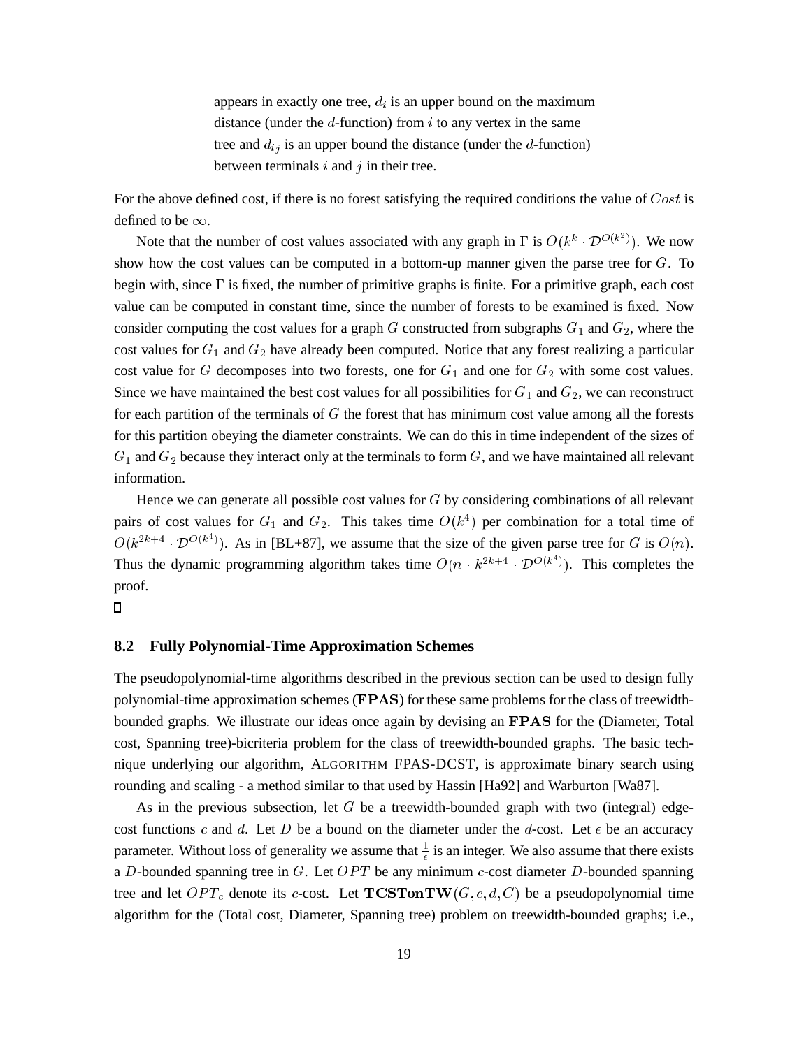appears in exactly one tree, $d_i$ is an upper bound on the maximum distance (under the $d$-function) from $i$ to any vertex in the same tree and $d_{ij}$ is an upper bound the distance (under the $d$-function) between terminals $i$ and $j$ in their tree.

For the above defined cost, if there is no forest satisfying the required conditions the value of $Cost$ is defined to be $\infty$.

Note that the number of cost values associated with any graph in $\Gamma$ is $O(k^k \cdot \mathcal{D}^{O(k^2)})$. We now show how the cost values can be computed in a bottom-up manner given the parse tree for $G$. To begin with, since $\Gamma$ is fixed, the number of primitive graphs is finite. For a primitive graph, each cost value can be computed in constant time, since the number of forests to be examined is fixed. Now consider computing the cost values for a graph $G$ constructed from subgraphs $G_1$ and $G_2$, where the cost values for $G_1$ and $G_2$ have already been computed. Notice that any forest realizing a particular cost value for $G$ decomposes into two forests, one for $G_1$ and one for $G_2$ with some cost values. Since we have maintained the best cost values for all possibilities for $G_1$ and $G_2$, we can reconstruct for each partition of the terminals of $G$ the forest that has minimum cost value among all the forests for this partition obeying the diameter constraints. We can do this in time independent of the sizes of $G_1$ and $G_2$ because they interact only at the terminals to form $G$, and we have maintained all relevant information.

Hence we can generate all possible cost values for $G$ by considering combinations of all relevant pairs of cost values for $G_1$ and $G_2$. This takes time $O(k^4)$ per combination for a total time of $O(k^{2k+4} \cdot \mathcal{D}^{O(k^4)})$. As in [BL+87], we assume that the size of the given parse tree for $G$ is $O(n)$. Thus the dynamic programming algorithm takes time $O(n \cdot k^{2k+4} \cdot \mathcal{D}^{O(k^4)})$. This completes the proof.

□

### 8.2 Fully Polynomial-Time Approximation Schemes

The pseudopolynomial-time algorithms described in the previous section can be used to design fully polynomial-time approximation schemes (**FPAS**) for these same problems for the class of treewidth-bounded graphs. We illustrate our ideas once again by devising an **FPAS** for the (Diameter, Total cost, Spanning tree)-bicriteria problem for the class of treewidth-bounded graphs. The basic technique underlying our algorithm, ALGORITHM FPAS-DCST, is approximate binary search using rounding and scaling - a method similar to that used by Hassin [Ha92] and Warburton [Wa87].

As in the previous subsection, let $G$ be a treewidth-bounded graph with two (integral) edge-cost functions $c$ and $d$. Let $D$ be a bound on the diameter under the $d$-cost. Let $\epsilon$ be an accuracy parameter. Without loss of generality we assume that $\frac{1}{\epsilon}$ is an integer. We also assume that there exists a $D$-bounded spanning tree in $G$. Let $OPT$ be any minimum $c$-cost diameter $D$-bounded spanning tree and let $OPT_c$ denote its $c$-cost. Let $\mathbf{TCSTonTW}(G, c, d, C)$ be a pseudopolynomial time algorithm for the (Total cost, Diameter, Spanning tree) problem on treewidth-bounded graphs; i.e.,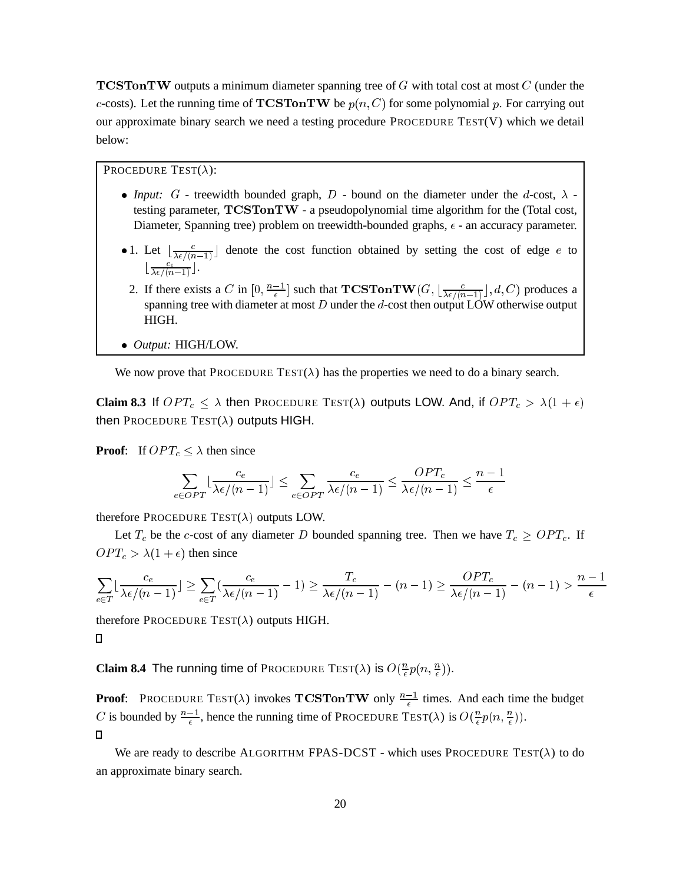**TCSTonTW** outputs a minimum diameter spanning tree of $G$ with total cost at most $C$ (under the $c$-costs). Let the running time of **TCSTonTW** be $p(n, C)$ for some polynomial $p$. For carrying out our approximate binary search we need a testing procedure PROCEDURE TEST(V) which we detail below:

> PROCEDURE TEST($\lambda$):
>
> - *Input:* $G$ - treewidth bounded graph, $D$ - bound on the diameter under the $d$-cost, $\lambda$ - testing parameter, **TCSTonTW** - a pseudopolynomial time algorithm for the (Total cost, Diameter, Spanning tree) problem on treewidth-bounded graphs, $\epsilon$ - an accuracy parameter.
> - 1. Let $\lfloor \frac{c}{\lambda\epsilon/(n-1)} \rfloor$ denote the cost function obtained by setting the cost of edge $e$ to $\lfloor \frac{c_e}{\lambda\epsilon/(n-1)} \rfloor$.
>   2. If there exists a $C$ in $[0, \frac{n-1}{\epsilon}]$ such that **TCSTonTW**$(G, \lfloor \frac{c}{\lambda\epsilon/(n-1)} \rfloor, d, C)$ produces a spanning tree with diameter at most $D$ under the $d$-cost then output LOW otherwise output HIGH.
> - *Output:* HIGH/LOW.

We now prove that PROCEDURE TEST($\lambda$) has the properties we need to do a binary search.

**Claim 8.3** If $OPT_c \leq \lambda$ then PROCEDURE TEST($\lambda$) outputs LOW. And, if $OPT_c > \lambda(1+\epsilon)$ then PROCEDURE TEST($\lambda$) outputs HIGH.

**Proof**: If $OPT_c \leq \lambda$ then since

$$\sum_{e \in OPT} \lfloor \frac{c_e}{\lambda\epsilon/(n-1)} \rfloor \leq \sum_{e \in OPT} \frac{c_e}{\lambda\epsilon/(n-1)} \leq \frac{OPT_c}{\lambda\epsilon/(n-1)} \leq \frac{n-1}{\epsilon}$$

therefore PROCEDURE TEST($\lambda$) outputs LOW.

Let $T_c$ be the $c$-cost of any diameter $D$ bounded spanning tree. Then we have $T_c \geq OPT_c$. If $OPT_c > \lambda(1+\epsilon)$ then since

$$\sum_{e \in T} \lfloor \frac{c_e}{\lambda\epsilon/(n-1)} \rfloor \geq \sum_{e \in T} (\frac{c_e}{\lambda\epsilon/(n-1)} - 1) \geq \frac{T_c}{\lambda\epsilon/(n-1)} - (n-1) \geq \frac{OPT_c}{\lambda\epsilon/(n-1)} - (n-1) > \frac{n-1}{\epsilon}$$

therefore PROCEDURE TEST($\lambda$) outputs HIGH.

□

**Claim 8.4** The running time of PROCEDURE TEST($\lambda$) is $O(\frac{n}{\epsilon}p(n, \frac{n}{\epsilon}))$.

**Proof**: PROCEDURE TEST($\lambda$) invokes **TCSTonTW** only $\frac{n-1}{\epsilon}$ times. And each time the budget $C$ is bounded by $\frac{n-1}{\epsilon}$, hence the running time of PROCEDURE TEST($\lambda$) is $O(\frac{n}{\epsilon}p(n, \frac{n}{\epsilon}))$.

□

We are ready to describe ALGORITHM FPAS-DCST - which uses PROCEDURE TEST($\lambda$) to do an approximate binary search.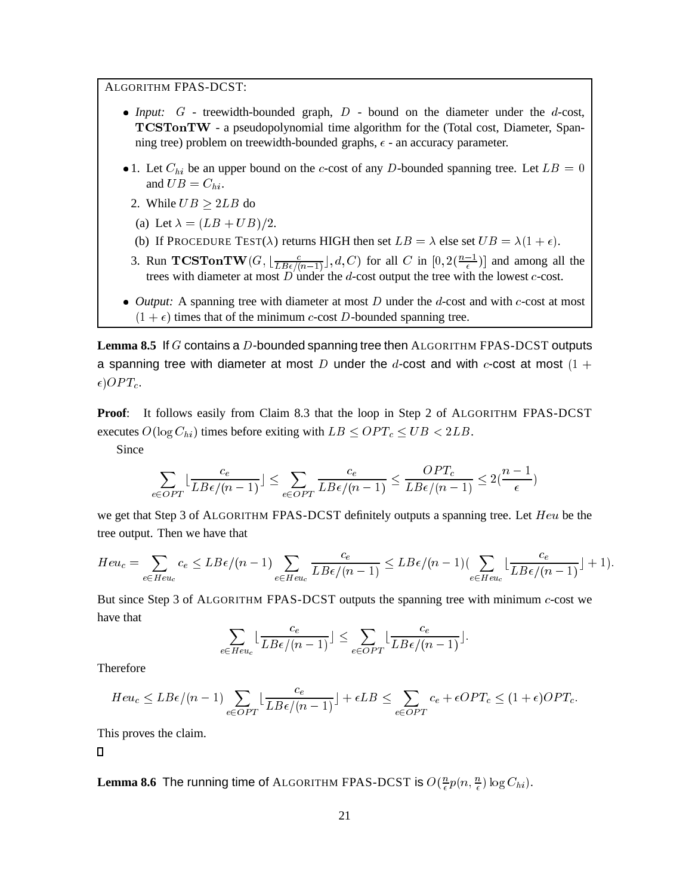ALGORITHM FPAS-DCST:

- *Input:* $G$ - treewidth-bounded graph, $D$ - bound on the diameter under the $d$-cost, **TCSTonTW** - a pseudopolynomial time algorithm for the (Total cost, Diameter, Spanning tree) problem on treewidth-bounded graphs, $\epsilon$ - an accuracy parameter.
- 1. Let $C_{hi}$ be an upper bound on the $c$-cost of any $D$-bounded spanning tree. Let $LB = 0$ and $UB = C_{hi}$.
  2. While $UB \geq 2LB$ do
  (a) Let $\lambda = (LB + UB)/2$.
  (b) If PROCEDURE TEST($\lambda$) returns HIGH then set $LB = \lambda$ else set $UB = \lambda(1+\epsilon)$.
  3. Run $\mathbf{TCSTonTW}(G, \lfloor \frac{c}{LB\epsilon/(n-1)} \rfloor, d, C)$ for all $C$ in $[0, 2(\frac{n-1}{\epsilon})]$ and among all the trees with diameter at most $D$ under the $d$-cost output the tree with the lowest $c$-cost.
- *Output:* A spanning tree with diameter at most $D$ under the $d$-cost and with $c$-cost at most $(1+\epsilon)$ times that of the minimum $c$-cost $D$-bounded spanning tree.

**Lemma 8.5** If $G$ contains a $D$-bounded spanning tree then ALGORITHM FPAS-DCST outputs a spanning tree with diameter at most $D$ under the $d$-cost and with $c$-cost at most $(1+\epsilon)OPT_c$.

**Proof**: It follows easily from Claim 8.3 that the loop in Step 2 of ALGORITHM FPAS-DCST executes $O(\log C_{hi})$ times before exiting with $LB \leq OPT_c \leq UB < 2LB$.

Since

$$\sum_{e \in OPT} \lfloor \frac{c_e}{LB\epsilon/(n-1)} \rfloor \leq \sum_{e \in OPT} \frac{c_e}{LB\epsilon/(n-1)} \leq \frac{OPT_c}{LB\epsilon/(n-1)} \leq 2(\frac{n-1}{\epsilon})$$

we get that Step 3 of ALGORITHM FPAS-DCST definitely outputs a spanning tree. Let $Heu$ be the tree output. Then we have that

$$Heu_c = \sum_{e \in Heu_c} c_e \leq LB\epsilon/(n-1) \sum_{e \in Heu_c} \frac{c_e}{LB\epsilon/(n-1)} \leq LB\epsilon/(n-1)(\sum_{e \in Heu_c} \lfloor \frac{c_e}{LB\epsilon/(n-1)} \rfloor + 1).$$

But since Step 3 of ALGORITHM FPAS-DCST outputs the spanning tree with minimum $c$-cost we have that

$$\sum_{e \in Heu_c} \lfloor \frac{c_e}{LB\epsilon/(n-1)} \rfloor \leq \sum_{e \in OPT} \lfloor \frac{c_e}{LB\epsilon/(n-1)} \rfloor.$$

Therefore

$$Heu_c \leq LB\epsilon/(n-1) \sum_{e \in OPT} \lfloor \frac{c_e}{LB\epsilon/(n-1)} \rfloor + \epsilon LB \leq \sum_{e \in OPT} c_e + \epsilon OPT_c \leq (1+\epsilon)OPT_c.$$

This proves the claim.

□

**Lemma 8.6** The running time of ALGORITHM FPAS-DCST is $O(\frac{n}{\epsilon} p(n, \frac{n}{\epsilon}) \log C_{hi})$.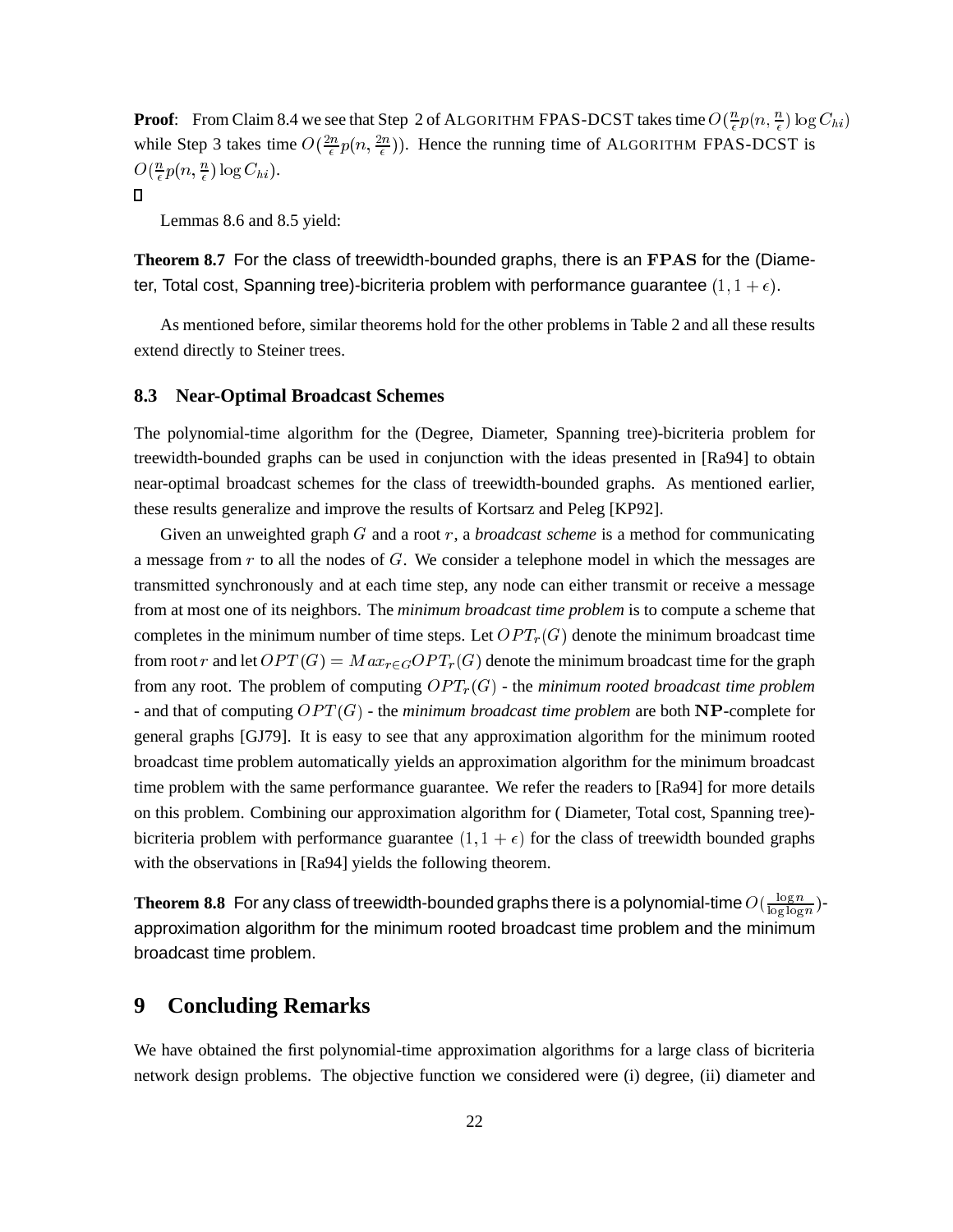**Proof**: From Claim 8.4 we see that Step 2 of ALGORITHM FPAS-DCST takes time $O(\frac{n}{\epsilon}p(n, \frac{n}{\epsilon}) \log C_{hi})$ while Step 3 takes time $O(\frac{2n}{\epsilon}p(n, \frac{2n}{\epsilon}))$. Hence the running time of ALGORITHM FPAS-DCST is $O(\frac{n}{\epsilon}p(n, \frac{n}{\epsilon}) \log C_{hi})$.
□

Lemmas 8.6 and 8.5 yield:

**Theorem 8.7** For the class of treewidth-bounded graphs, there is an **FPAS** for the (Diameter, Total cost, Spanning tree)-bicriteria problem with performance guarantee $(1, 1 + \epsilon)$.

As mentioned before, similar theorems hold for the other problems in Table 2 and all these results extend directly to Steiner trees.

### 8.3 Near-Optimal Broadcast Schemes

The polynomial-time algorithm for the (Degree, Diameter, Spanning tree)-bicriteria problem for treewidth-bounded graphs can be used in conjunction with the ideas presented in [Ra94] to obtain near-optimal broadcast schemes for the class of treewidth-bounded graphs. As mentioned earlier, these results generalize and improve the results of Kortsarz and Peleg [KP92].

Given an unweighted graph $G$ and a root $r$, a *broadcast scheme* is a method for communicating a message from $r$ to all the nodes of $G$. We consider a telephone model in which the messages are transmitted synchronously and at each time step, any node can either transmit or receive a message from at most one of its neighbors. The *minimum broadcast time problem* is to compute a scheme that completes in the minimum number of time steps. Let $OPT_r(G)$ denote the minimum broadcast time from root $r$ and let $OPT(G) = Max_{r \in G} OPT_r(G)$ denote the minimum broadcast time for the graph from any root. The problem of computing $OPT_r(G)$ - the *minimum rooted broadcast time problem* - and that of computing $OPT(G)$ - the *minimum broadcast time problem* are both **NP**-complete for general graphs [GJ79]. It is easy to see that any approximation algorithm for the minimum rooted broadcast time problem automatically yields an approximation algorithm for the minimum broadcast time problem with the same performance guarantee. We refer the readers to [Ra94] for more details on this problem. Combining our approximation algorithm for ( Diameter, Total cost, Spanning tree)-bicriteria problem with performance guarantee $(1, 1 + \epsilon)$ for the class of treewidth bounded graphs with the observations in [Ra94] yields the following theorem.

**Theorem 8.8** For any class of treewidth-bounded graphs there is a polynomial-time $O(\frac{\log n}{\log \log n})$-approximation algorithm for the minimum rooted broadcast time problem and the minimum broadcast time problem.

## 9 Concluding Remarks

We have obtained the first polynomial-time approximation algorithms for a large class of bicriteria network design problems. The objective function we considered were (i) degree, (ii) diameter and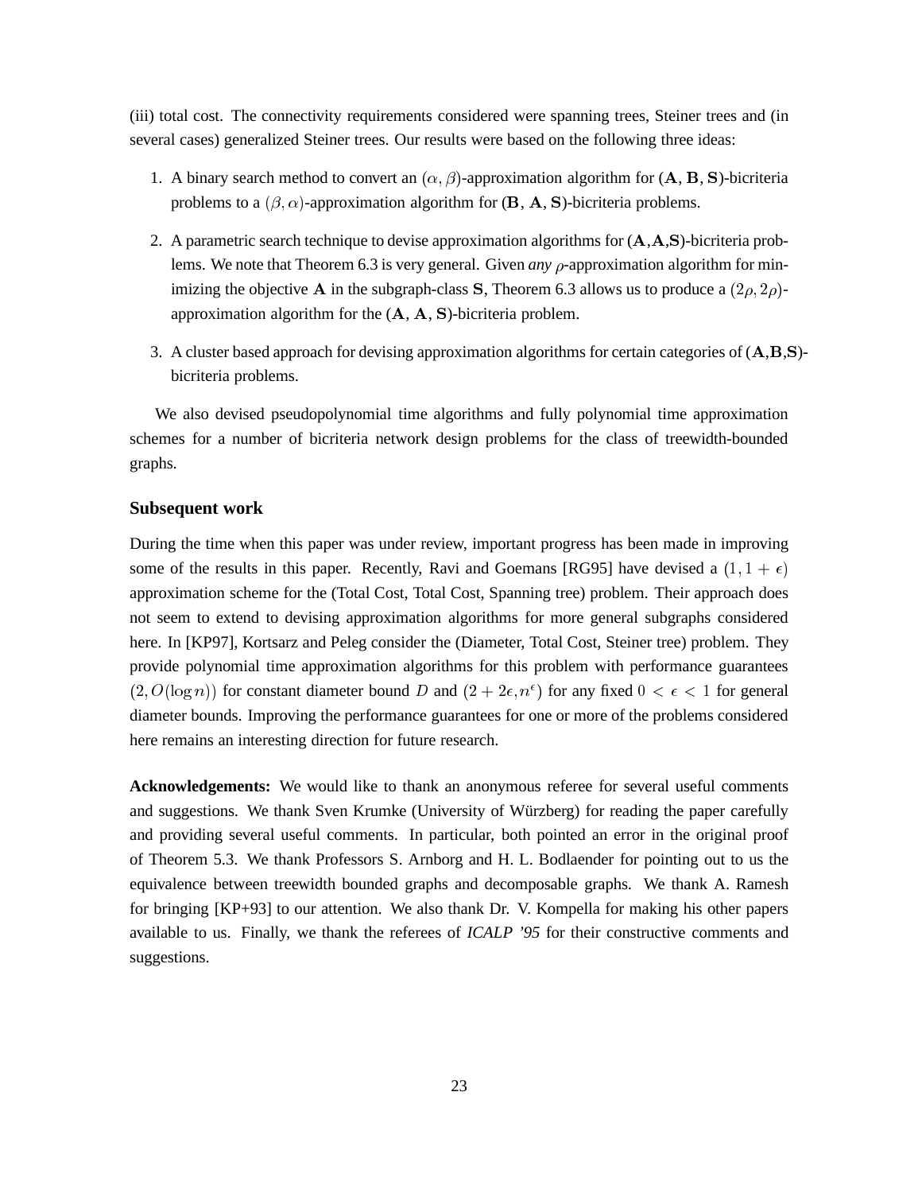(iii) total cost. The connectivity requirements considered were spanning trees, Steiner trees and (in several cases) generalized Steiner trees. Our results were based on the following three ideas:

1. A binary search method to convert an $(\alpha, \beta)$-approximation algorithm for $(\mathbf{A}, \mathbf{B}, \mathbf{S})$-bicriteria problems to a $(\beta, \alpha)$-approximation algorithm for $(\mathbf{B}, \mathbf{A}, \mathbf{S})$-bicriteria problems.

2. A parametric search technique to devise approximation algorithms for $(\mathbf{A},\mathbf{A},\mathbf{S})$-bicriteria problems. We note that Theorem 6.3 is very general. Given *any* $\rho$-approximation algorithm for minimizing the objective $\mathbf{A}$ in the subgraph-class $\mathbf{S}$, Theorem 6.3 allows us to produce a $(2\rho, 2\rho)$-approximation algorithm for the $(\mathbf{A}, \mathbf{A}, \mathbf{S})$-bicriteria problem.

3. A cluster based approach for devising approximation algorithms for certain categories of $(\mathbf{A},\mathbf{B},\mathbf{S})$-bicriteria problems.

We also devised pseudopolynomial time algorithms and fully polynomial time approximation schemes for a number of bicriteria network design problems for the class of treewidth-bounded graphs.

### Subsequent work

During the time when this paper was under review, important progress has been made in improving some of the results in this paper. Recently, Ravi and Goemans [RG95] have devised a $(1, 1 + \epsilon)$ approximation scheme for the (Total Cost, Total Cost, Spanning tree) problem. Their approach does not seem to extend to devising approximation algorithms for more general subgraphs considered here. In [KP97], Kortsarz and Peleg consider the (Diameter, Total Cost, Steiner tree) problem. They provide polynomial time approximation algorithms for this problem with performance guarantees $(2, O(\log n))$ for constant diameter bound $D$ and $(2 + 2\epsilon, n^{\epsilon})$ for any fixed $0 < \epsilon < 1$ for general diameter bounds. Improving the performance guarantees for one or more of the problems considered here remains an interesting direction for future research.

**Acknowledgements:** We would like to thank an anonymous referee for several useful comments and suggestions. We thank Sven Krumke (University of Würzberg) for reading the paper carefully and providing several useful comments. In particular, both pointed an error in the original proof of Theorem 5.3. We thank Professors S. Arnborg and H. L. Bodlaender for pointing out to us the equivalence between treewidth bounded graphs and decomposable graphs. We thank A. Ramesh for bringing [KP+93] to our attention. We also thank Dr. V. Kompella for making his other papers available to us. Finally, we thank the referees of *ICALP '95* for their constructive comments and suggestions.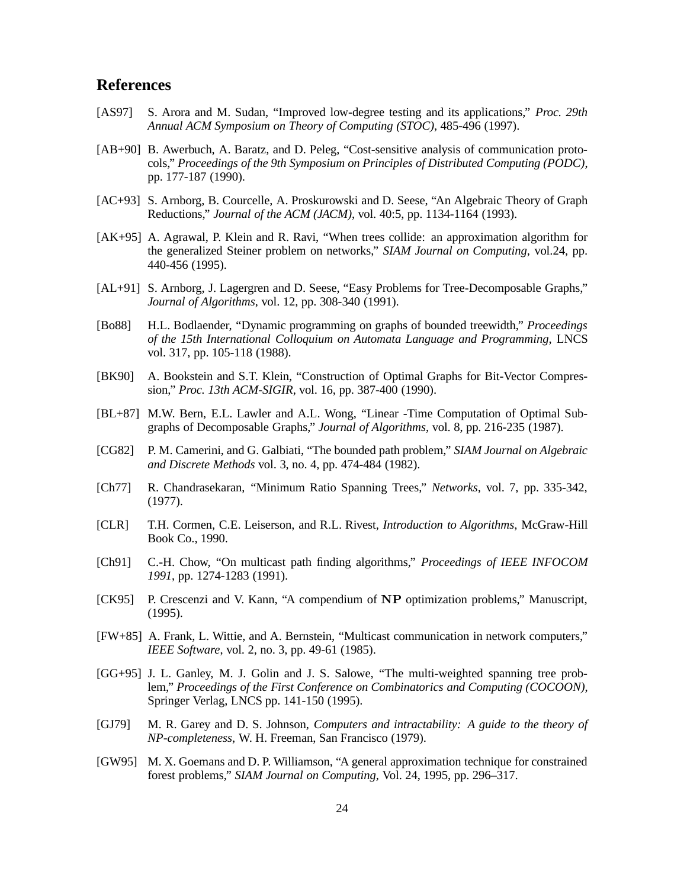## References

- [AS97] S. Arora and M. Sudan, "Improved low-degree testing and its applications," *Proc. 29th Annual ACM Symposium on Theory of Computing (STOC)*, 485-496 (1997).
- [AB+90] B. Awerbuch, A. Baratz, and D. Peleg, "Cost-sensitive analysis of communication protocols," *Proceedings of the 9th Symposium on Principles of Distributed Computing (PODC)*, pp. 177-187 (1990).
- [AC+93] S. Arnborg, B. Courcelle, A. Proskurowski and D. Seese, "An Algebraic Theory of Graph Reductions," *Journal of the ACM (JACM)*, vol. 40:5, pp. 1134-1164 (1993).
- [AK+95] A. Agrawal, P. Klein and R. Ravi, "When trees collide: an approximation algorithm for the generalized Steiner problem on networks," *SIAM Journal on Computing*, vol.24, pp. 440-456 (1995).
- [AL+91] S. Arnborg, J. Lagergren and D. Seese, "Easy Problems for Tree-Decomposable Graphs," *Journal of Algorithms*, vol. 12, pp. 308-340 (1991).
- [Bo88] H.L. Bodlaender, "Dynamic programming on graphs of bounded treewidth," *Proceedings of the 15th International Colloquium on Automata Language and Programming*, LNCS vol. 317, pp. 105-118 (1988).
- [BK90] A. Bookstein and S.T. Klein, "Construction of Optimal Graphs for Bit-Vector Compression," *Proc. 13th ACM-SIGIR*, vol. 16, pp. 387-400 (1990).
- [BL+87] M.W. Bern, E.L. Lawler and A.L. Wong, "Linear -Time Computation of Optimal Subgraphs of Decomposable Graphs," *Journal of Algorithms*, vol. 8, pp. 216-235 (1987).
- [CG82] P. M. Camerini, and G. Galbiati, "The bounded path problem," *SIAM Journal on Algebraic and Discrete Methods* vol. 3, no. 4, pp. 474-484 (1982).
- [Ch77] R. Chandrasekaran, "Minimum Ratio Spanning Trees," *Networks*, vol. 7, pp. 335-342, (1977).
- [CLR] T.H. Cormen, C.E. Leiserson, and R.L. Rivest, *Introduction to Algorithms*, McGraw-Hill Book Co., 1990.
- [Ch91] C.-H. Chow, "On multicast path finding algorithms," *Proceedings of IEEE INFOCOM 1991*, pp. 1274-1283 (1991).
- [CK95] P. Crescenzi and V. Kann, "A compendium of **NP** optimization problems," Manuscript, (1995).
- [FW+85] A. Frank, L. Wittie, and A. Bernstein, "Multicast communication in network computers," *IEEE Software*, vol. 2, no. 3, pp. 49-61 (1985).
- [GG+95] J. L. Ganley, M. J. Golin and J. S. Salowe, "The multi-weighted spanning tree problem," *Proceedings of the First Conference on Combinatorics and Computing (COCOON)*, Springer Verlag, LNCS pp. 141-150 (1995).
- [GJ79] M. R. Garey and D. S. Johnson, *Computers and intractability: A guide to the theory of NP-completeness*, W. H. Freeman, San Francisco (1979).
- [GW95] M. X. Goemans and D. P. Williamson, "A general approximation technique for constrained forest problems," *SIAM Journal on Computing*, Vol. 24, 1995, pp. 296–317.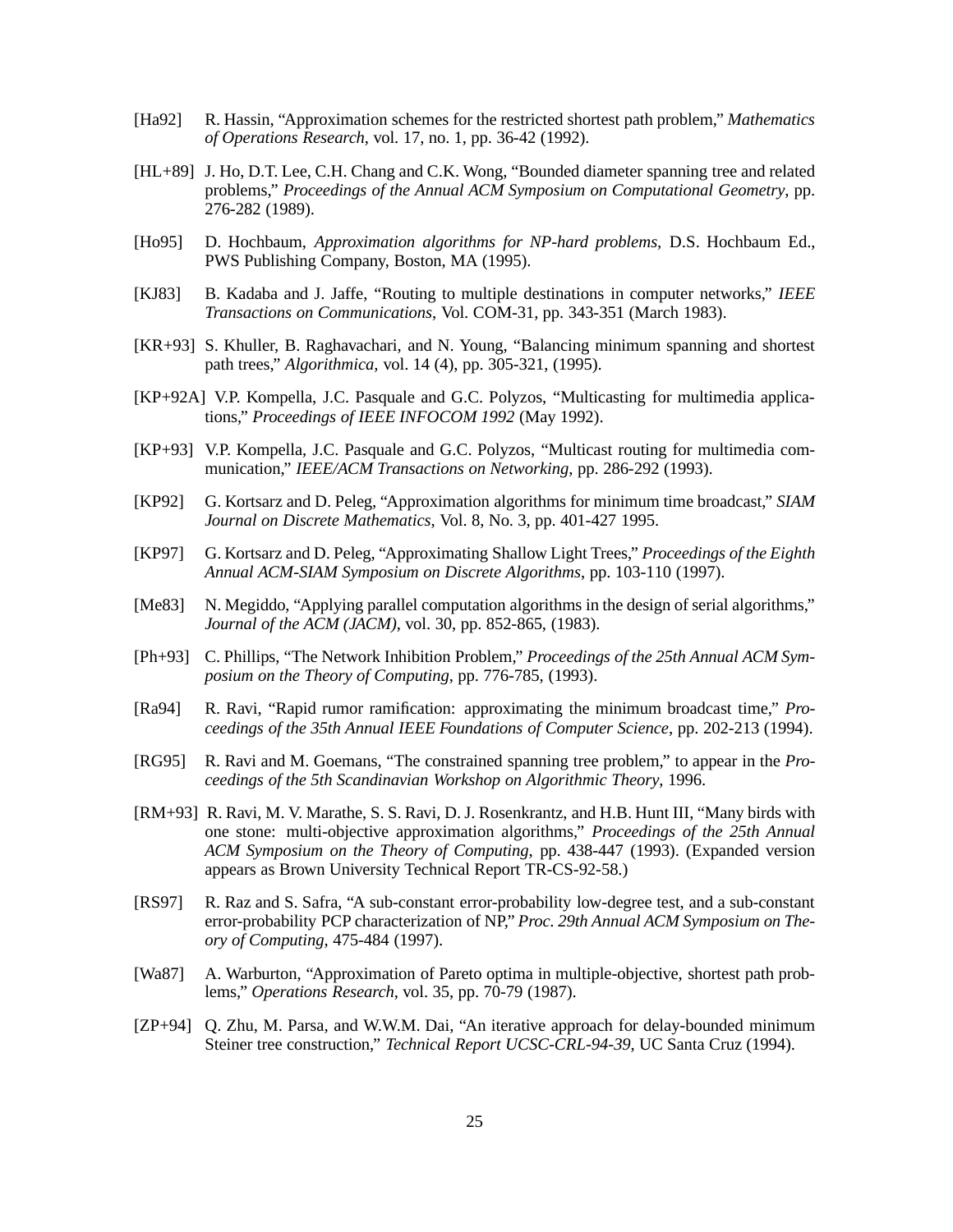[Ha92] R. Hassin, "Approximation schemes for the restricted shortest path problem," *Mathematics of Operations Research*, vol. 17, no. 1, pp. 36-42 (1992).

[HL+89] J. Ho, D.T. Lee, C.H. Chang and C.K. Wong, "Bounded diameter spanning tree and related problems," *Proceedings of the Annual ACM Symposium on Computational Geometry*, pp. 276-282 (1989).

[Ho95] D. Hochbaum, *Approximation algorithms for NP-hard problems*, D.S. Hochbaum Ed., PWS Publishing Company, Boston, MA (1995).

[KJ83] B. Kadaba and J. Jaffe, "Routing to multiple destinations in computer networks," *IEEE Transactions on Communications*, Vol. COM-31, pp. 343-351 (March 1983).

[KR+93] S. Khuller, B. Raghavachari, and N. Young, "Balancing minimum spanning and shortest path trees," *Algorithmica*, vol. 14 (4), pp. 305-321, (1995).

[KP+92A] V.P. Kompella, J.C. Pasquale and G.C. Polyzos, "Multicasting for multimedia applications," *Proceedings of IEEE INFOCOM 1992* (May 1992).

[KP+93] V.P. Kompella, J.C. Pasquale and G.C. Polyzos, "Multicast routing for multimedia communication," *IEEE/ACM Transactions on Networking*, pp. 286-292 (1993).

[KP92] G. Kortsarz and D. Peleg, "Approximation algorithms for minimum time broadcast," *SIAM Journal on Discrete Mathematics*, Vol. 8, No. 3, pp. 401-427 1995.

[KP97] G. Kortsarz and D. Peleg, "Approximating Shallow Light Trees," *Proceedings of the Eighth Annual ACM-SIAM Symposium on Discrete Algorithms*, pp. 103-110 (1997).

[Me83] N. Megiddo, "Applying parallel computation algorithms in the design of serial algorithms," *Journal of the ACM (JACM)*, vol. 30, pp. 852-865, (1983).

[Ph+93] C. Phillips, "The Network Inhibition Problem," *Proceedings of the 25th Annual ACM Symposium on the Theory of Computing*, pp. 776-785, (1993).

[Ra94] R. Ravi, "Rapid rumor ramification: approximating the minimum broadcast time," *Proceedings of the 35th Annual IEEE Foundations of Computer Science*, pp. 202-213 (1994).

[RG95] R. Ravi and M. Goemans, "The constrained spanning tree problem," to appear in the *Proceedings of the 5th Scandinavian Workshop on Algorithmic Theory*, 1996.

[RM+93] R. Ravi, M. V. Marathe, S. S. Ravi, D. J. Rosenkrantz, and H.B. Hunt III, "Many birds with one stone: multi-objective approximation algorithms," *Proceedings of the 25th Annual ACM Symposium on the Theory of Computing*, pp. 438-447 (1993). (Expanded version appears as Brown University Technical Report TR-CS-92-58.)

[RS97] R. Raz and S. Safra, "A sub-constant error-probability low-degree test, and a sub-constant error-probability PCP characterization of NP," *Proc. 29th Annual ACM Symposium on Theory of Computing*, 475-484 (1997).

[Wa87] A. Warburton, "Approximation of Pareto optima in multiple-objective, shortest path problems," *Operations Research*, vol. 35, pp. 70-79 (1987).

[ZP+94] Q. Zhu, M. Parsa, and W.W.M. Dai, "An iterative approach for delay-bounded minimum Steiner tree construction," *Technical Report UCSC-CRL-94-39*, UC Santa Cruz (1994).